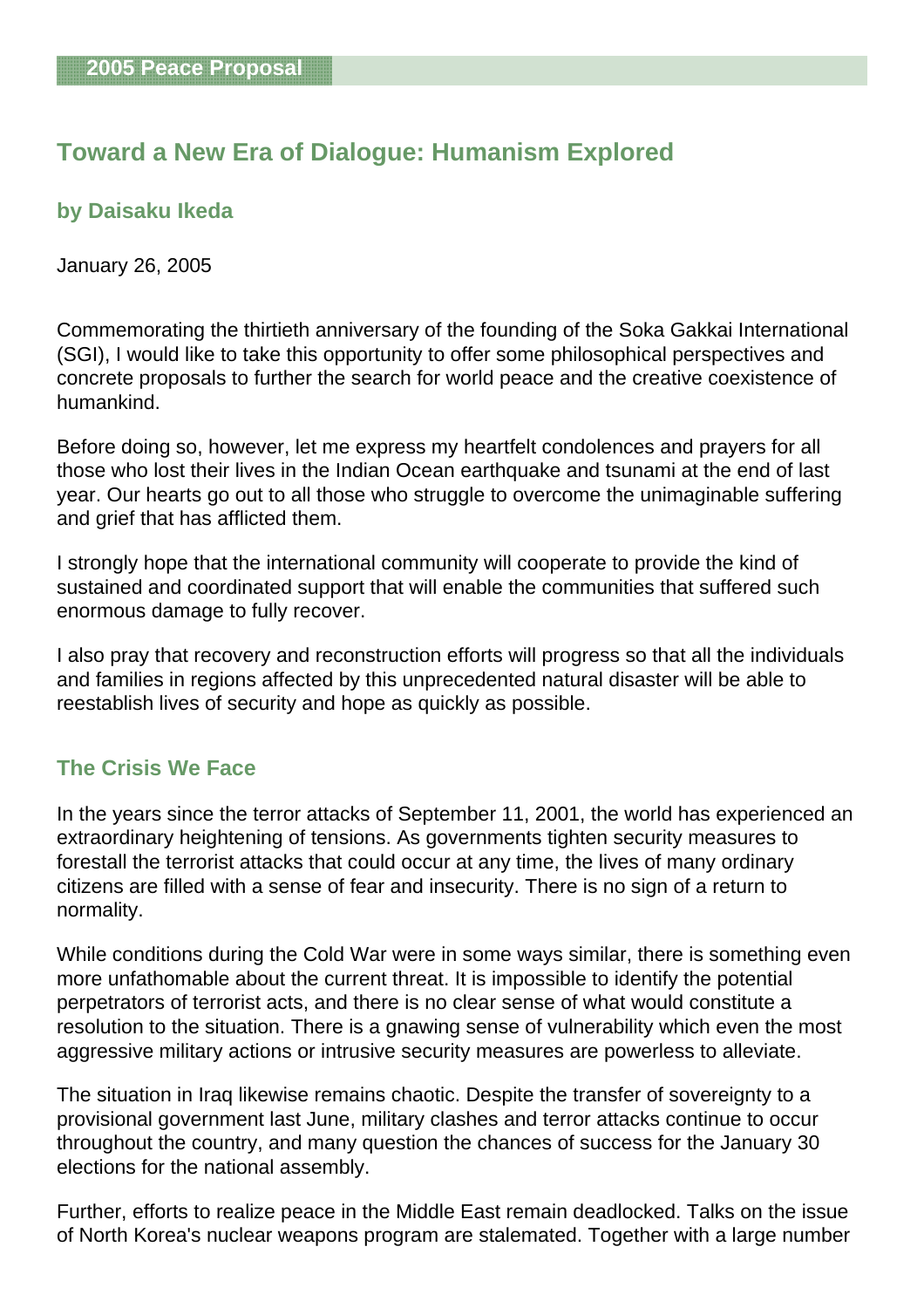2005 Peace Proposal

# Toward a New Era of Dialogue: Humanism Explored

### by Daisaku Ikeda

January 26, 2005

Commemorating the thirtieth anniversary of the founding of the Soka Gakkai International (SGI), I would like to take this opportunity to offer some philosophical perspectives and concrete proposals to further the search for world peace and the creative coexistence of humankind.

Before doing so, however, let me express my heartfelt condolences and prayers for all those who lost their lives in the Indian Ocean earthquake and tsunami at the end of last year. Our hearts go out to all those who struggle to overcome the unimaginable suffering and grief that has afflicted them.

I strongly hope that the international community will cooperate to provide the kind of sustained and coordinated support that will enable the communities that suffered such enormous damage to fully recover.

I also pray that recovery and reconstruction efforts will progress so that all the individuals and families in regions affected by this unprecedented natural disaster will be able to reestablish lives of security and hope as quickly as possible.

## The Crisis We Face

In the years since the terror attacks of September 11, 2001, the world has experienced an extraordinary heightening of tensions. As governments tighten security measures to forestall the terrorist attacks that could occur at any time, the lives of many ordinary citizens are filled with a sense of fear and insecurity. There is no sign of a return to normality.

While conditions during the Cold War were in some ways similar, there is something even more unfathomable about the current threat. It is impossible to identify the potential perpetrators of terrorist acts, and there is no clear sense of what would constitute a resolution to the situation. There is a gnawing sense of vulnerability which even the most aggressive military actions or intrusive security measures are powerless to alleviate.

The situation in Iraq likewise remains chaotic. Despite the transfer of sovereignty to a provisional government last June, military clashes and terror attacks continue to occur throughout the country, and many question the chances of success for the January 30 elections for the national assembly.

Further, efforts to realize peace in the Middle East remain deadlocked. Talks on the issue of North Korea's nuclear weapons program are stalemated. Together with a large number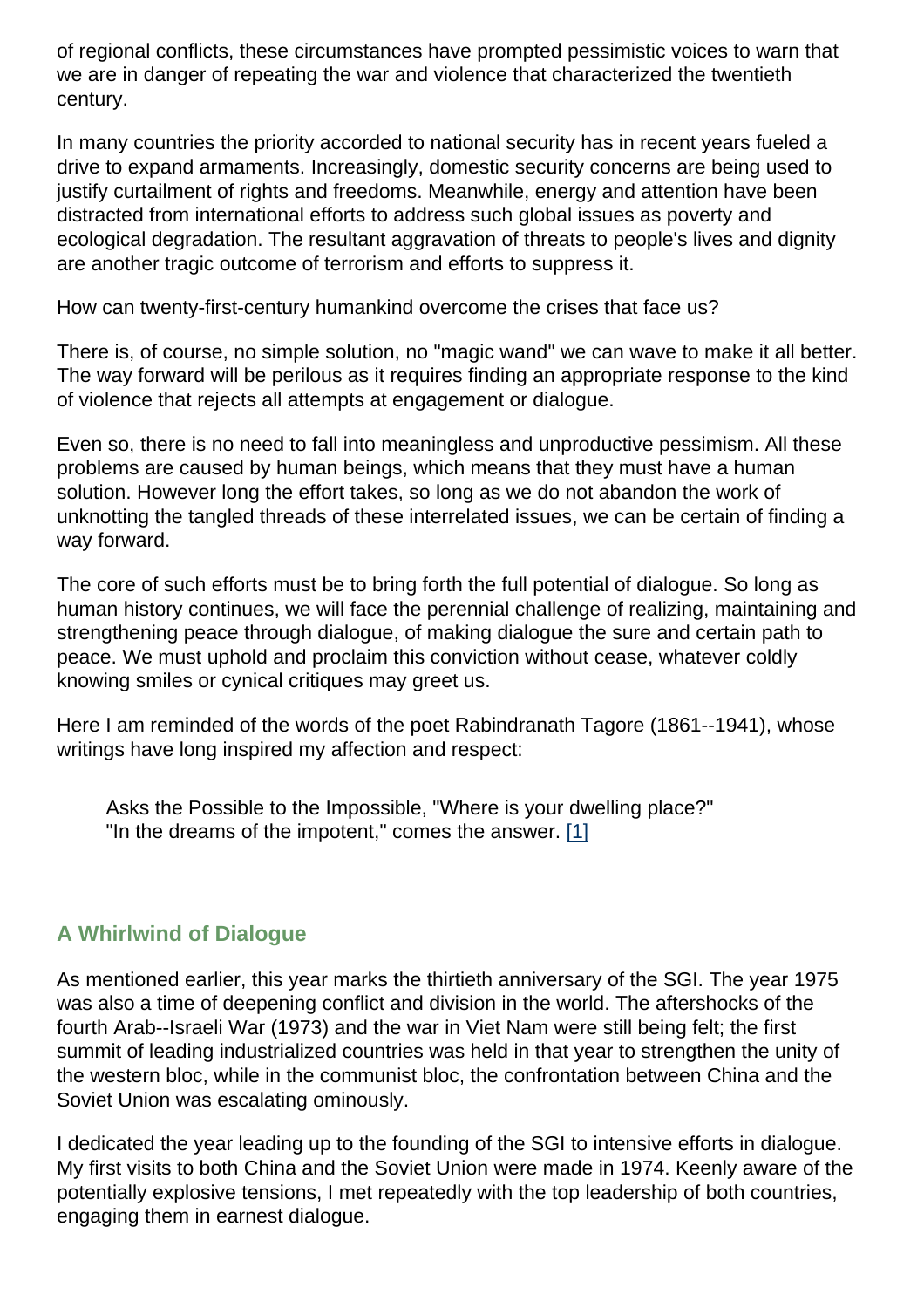of regional conflicts, these circumstances have prompted pessimistic voices to warn that we are in danger of repeating the war and violence that characterized the twentieth century.

In many countries the priority accorded to national security has in recent years fueled a drive to expand armaments. Increasingly, domestic security concerns are being used to justify curtailment of rights and freedoms. Meanwhile, energy and attention have been distracted from international efforts to address such global issues as poverty and ecological degradation. The resultant aggravation of threats to people's lives and dignity are another tragic outcome of terrorism and efforts to suppress it.

How can twenty-first-century humankind overcome the crises that face us?

There is, of course, no simple solution, no "magic wand" we can wave to make it all better. The way forward will be perilous as it requires finding an appropriate response to the kind of violence that rejects all attempts at engagement or dialogue.

Even so, there is no need to fall into meaningless and unproductive pessimism. All these problems are caused by human beings, which means that they must have a human solution. However long the effort takes, so long as we do not abandon the work of unknotting the tangled threads of these interrelated issues, we can be certain of finding a way forward.

The core of such efforts must be to bring forth the full potential of dialogue. So long as human history continues, we will face the perennial challenge of realizing, maintaining and strengthening peace through dialogue, of making dialogue the sure and certain path to peace. We must uphold and proclaim this conviction without cease, whatever coldly knowing smiles or cynical critiques may greet us.

Here I am reminded of the words of the poet Rabindranath Tagore (1861--1941), whose writings have long inspired my affection and respect:

> Asks the Possible to the Impossible, "Where is your dwelling place?"
> "In the dreams of the impotent," comes the answer. [1]

### A Whirlwind of Dialogue

As mentioned earlier, this year marks the thirtieth anniversary of the SGI. The year 1975 was also a time of deepening conflict and division in the world. The aftershocks of the fourth Arab--Israeli War (1973) and the war in Viet Nam were still being felt; the first summit of leading industrialized countries was held in that year to strengthen the unity of the western bloc, while in the communist bloc, the confrontation between China and the Soviet Union was escalating ominously.

I dedicated the year leading up to the founding of the SGI to intensive efforts in dialogue. My first visits to both China and the Soviet Union were made in 1974. Keenly aware of the potentially explosive tensions, I met repeatedly with the top leadership of both countries, engaging them in earnest dialogue.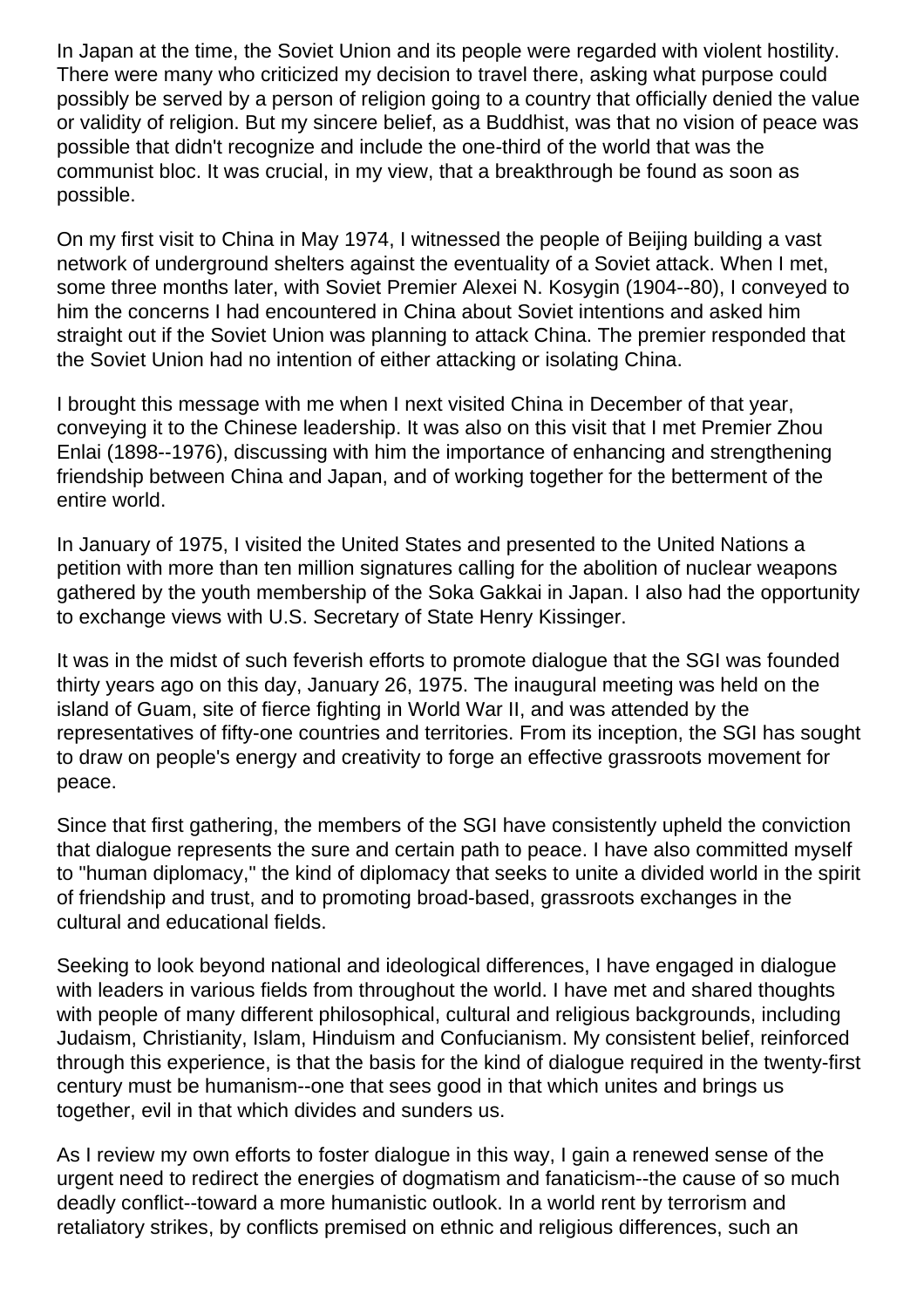In Japan at the time, the Soviet Union and its people were regarded with violent hostility. There were many who criticized my decision to travel there, asking what purpose could possibly be served by a person of religion going to a country that officially denied the value or validity of religion. But my sincere belief, as a Buddhist, was that no vision of peace was possible that didn't recognize and include the one-third of the world that was the communist bloc. It was crucial, in my view, that a breakthrough be found as soon as possible.

On my first visit to China in May 1974, I witnessed the people of Beijing building a vast network of underground shelters against the eventuality of a Soviet attack. When I met, some three months later, with Soviet Premier Alexei N. Kosygin (1904--80), I conveyed to him the concerns I had encountered in China about Soviet intentions and asked him straight out if the Soviet Union was planning to attack China. The premier responded that the Soviet Union had no intention of either attacking or isolating China.

I brought this message with me when I next visited China in December of that year, conveying it to the Chinese leadership. It was also on this visit that I met Premier Zhou Enlai (1898--1976), discussing with him the importance of enhancing and strengthening friendship between China and Japan, and of working together for the betterment of the entire world.

In January of 1975, I visited the United States and presented to the United Nations a petition with more than ten million signatures calling for the abolition of nuclear weapons gathered by the youth membership of the Soka Gakkai in Japan. I also had the opportunity to exchange views with U.S. Secretary of State Henry Kissinger.

It was in the midst of such feverish efforts to promote dialogue that the SGI was founded thirty years ago on this day, January 26, 1975. The inaugural meeting was held on the island of Guam, site of fierce fighting in World War II, and was attended by the representatives of fifty-one countries and territories. From its inception, the SGI has sought to draw on people's energy and creativity to forge an effective grassroots movement for peace.

Since that first gathering, the members of the SGI have consistently upheld the conviction that dialogue represents the sure and certain path to peace. I have also committed myself to "human diplomacy," the kind of diplomacy that seeks to unite a divided world in the spirit of friendship and trust, and to promoting broad-based, grassroots exchanges in the cultural and educational fields.

Seeking to look beyond national and ideological differences, I have engaged in dialogue with leaders in various fields from throughout the world. I have met and shared thoughts with people of many different philosophical, cultural and religious backgrounds, including Judaism, Christianity, Islam, Hinduism and Confucianism. My consistent belief, reinforced through this experience, is that the basis for the kind of dialogue required in the twenty-first century must be humanism--one that sees good in that which unites and brings us together, evil in that which divides and sunders us.

As I review my own efforts to foster dialogue in this way, I gain a renewed sense of the urgent need to redirect the energies of dogmatism and fanaticism--the cause of so much deadly conflict--toward a more humanistic outlook. In a world rent by terrorism and retaliatory strikes, by conflicts premised on ethnic and religious differences, such an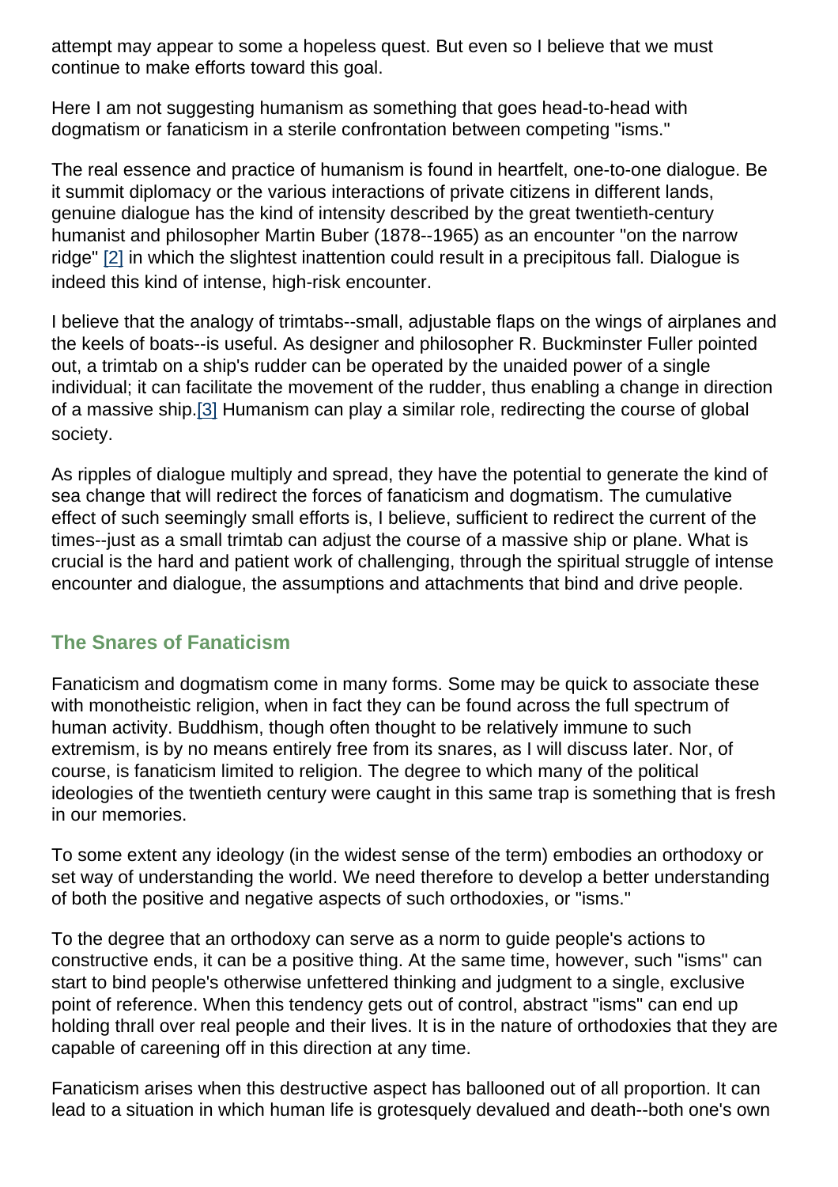attempt may appear to some a hopeless quest. But even so I believe that we must continue to make efforts toward this goal.

Here I am not suggesting humanism as something that goes head-to-head with dogmatism or fanaticism in a sterile confrontation between competing "isms."

The real essence and practice of humanism is found in heartfelt, one-to-one dialogue. Be it summit diplomacy or the various interactions of private citizens in different lands, genuine dialogue has the kind of intensity described by the great twentieth-century humanist and philosopher Martin Buber (1878--1965) as an encounter "on the narrow ridge" [2] in which the slightest inattention could result in a precipitous fall. Dialogue is indeed this kind of intense, high-risk encounter.

I believe that the analogy of trimtabs--small, adjustable flaps on the wings of airplanes and the keels of boats--is useful. As designer and philosopher R. Buckminster Fuller pointed out, a trimtab on a ship's rudder can be operated by the unaided power of a single individual; it can facilitate the movement of the rudder, thus enabling a change in direction of a massive ship.[3] Humanism can play a similar role, redirecting the course of global society.

As ripples of dialogue multiply and spread, they have the potential to generate the kind of sea change that will redirect the forces of fanaticism and dogmatism. The cumulative effect of such seemingly small efforts is, I believe, sufficient to redirect the current of the times--just as a small trimtab can adjust the course of a massive ship or plane. What is crucial is the hard and patient work of challenging, through the spiritual struggle of intense encounter and dialogue, the assumptions and attachments that bind and drive people.

### The Snares of Fanaticism

Fanaticism and dogmatism come in many forms. Some may be quick to associate these with monotheistic religion, when in fact they can be found across the full spectrum of human activity. Buddhism, though often thought to be relatively immune to such extremism, is by no means entirely free from its snares, as I will discuss later. Nor, of course, is fanaticism limited to religion. The degree to which many of the political ideologies of the twentieth century were caught in this same trap is something that is fresh in our memories.

To some extent any ideology (in the widest sense of the term) embodies an orthodoxy or set way of understanding the world. We need therefore to develop a better understanding of both the positive and negative aspects of such orthodoxies, or "isms."

To the degree that an orthodoxy can serve as a norm to guide people's actions to constructive ends, it can be a positive thing. At the same time, however, such "isms" can start to bind people's otherwise unfettered thinking and judgment to a single, exclusive point of reference. When this tendency gets out of control, abstract "isms" can end up holding thrall over real people and their lives. It is in the nature of orthodoxies that they are capable of careening off in this direction at any time.

Fanaticism arises when this destructive aspect has ballooned out of all proportion. It can lead to a situation in which human life is grotesquely devalued and death--both one's own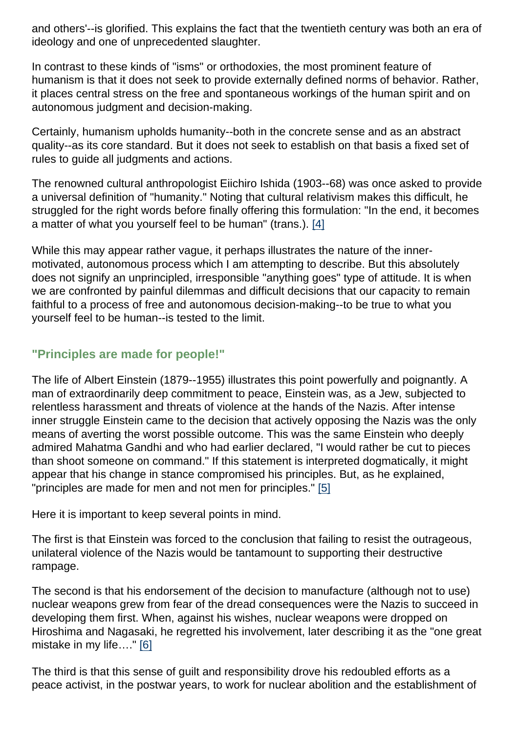and others'--is glorified. This explains the fact that the twentieth century was both an era of ideology and one of unprecedented slaughter.

In contrast to these kinds of "isms" or orthodoxies, the most prominent feature of humanism is that it does not seek to provide externally defined norms of behavior. Rather, it places central stress on the free and spontaneous workings of the human spirit and on autonomous judgment and decision-making.

Certainly, humanism upholds humanity--both in the concrete sense and as an abstract quality--as its core standard. But it does not seek to establish on that basis a fixed set of rules to guide all judgments and actions.

The renowned cultural anthropologist Eiichiro Ishida (1903--68) was once asked to provide a universal definition of "humanity." Noting that cultural relativism makes this difficult, he struggled for the right words before finally offering this formulation: "In the end, it becomes a matter of what you yourself feel to be human" (trans.). [4]

While this may appear rather vague, it perhaps illustrates the nature of the inner-motivated, autonomous process which I am attempting to describe. But this absolutely does not signify an unprincipled, irresponsible "anything goes" type of attitude. It is when we are confronted by painful dilemmas and difficult decisions that our capacity to remain faithful to a process of free and autonomous decision-making--to be true to what you yourself feel to be human--is tested to the limit.

### "Principles are made for people!"

The life of Albert Einstein (1879--1955) illustrates this point powerfully and poignantly. A man of extraordinarily deep commitment to peace, Einstein was, as a Jew, subjected to relentless harassment and threats of violence at the hands of the Nazis. After intense inner struggle Einstein came to the decision that actively opposing the Nazis was the only means of averting the worst possible outcome. This was the same Einstein who deeply admired Mahatma Gandhi and who had earlier declared, "I would rather be cut to pieces than shoot someone on command." If this statement is interpreted dogmatically, it might appear that his change in stance compromised his principles. But, as he explained, "principles are made for men and not men for principles." [5]

Here it is important to keep several points in mind.

The first is that Einstein was forced to the conclusion that failing to resist the outrageous, unilateral violence of the Nazis would be tantamount to supporting their destructive rampage.

The second is that his endorsement of the decision to manufacture (although not to use) nuclear weapons grew from fear of the dread consequences were the Nazis to succeed in developing them first. When, against his wishes, nuclear weapons were dropped on Hiroshima and Nagasaki, he regretted his involvement, later describing it as the "one great mistake in my life…." [6]

The third is that this sense of guilt and responsibility drove his redoubled efforts as a peace activist, in the postwar years, to work for nuclear abolition and the establishment of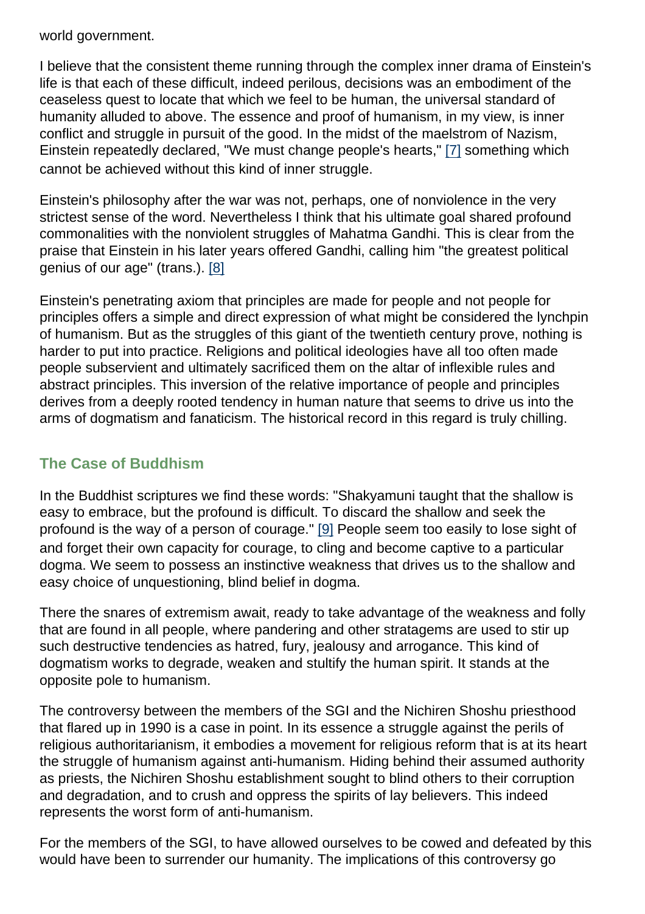world government.

I believe that the consistent theme running through the complex inner drama of Einstein's life is that each of these difficult, indeed perilous, decisions was an embodiment of the ceaseless quest to locate that which we feel to be human, the universal standard of humanity alluded to above. The essence and proof of humanism, in my view, is inner conflict and struggle in pursuit of the good. In the midst of the maelstrom of Nazism, Einstein repeatedly declared, "We must change people's hearts," [7] something which cannot be achieved without this kind of inner struggle.

Einstein's philosophy after the war was not, perhaps, one of nonviolence in the very strictest sense of the word. Nevertheless I think that his ultimate goal shared profound commonalities with the nonviolent struggles of Mahatma Gandhi. This is clear from the praise that Einstein in his later years offered Gandhi, calling him "the greatest political genius of our age" (trans.). [8]

Einstein's penetrating axiom that principles are made for people and not people for principles offers a simple and direct expression of what might be considered the lynchpin of humanism. But as the struggles of this giant of the twentieth century prove, nothing is harder to put into practice. Religions and political ideologies have all too often made people subservient and ultimately sacrificed them on the altar of inflexible rules and abstract principles. This inversion of the relative importance of people and principles derives from a deeply rooted tendency in human nature that seems to drive us into the arms of dogmatism and fanaticism. The historical record in this regard is truly chilling.

## The Case of Buddhism

In the Buddhist scriptures we find these words: "Shakyamuni taught that the shallow is easy to embrace, but the profound is difficult. To discard the shallow and seek the profound is the way of a person of courage." [9] People seem too easily to lose sight of and forget their own capacity for courage, to cling and become captive to a particular dogma. We seem to possess an instinctive weakness that drives us to the shallow and easy choice of unquestioning, blind belief in dogma.

There the snares of extremism await, ready to take advantage of the weakness and folly that are found in all people, where pandering and other stratagems are used to stir up such destructive tendencies as hatred, fury, jealousy and arrogance. This kind of dogmatism works to degrade, weaken and stultify the human spirit. It stands at the opposite pole to humanism.

The controversy between the members of the SGI and the Nichiren Shoshu priesthood that flared up in 1990 is a case in point. In its essence a struggle against the perils of religious authoritarianism, it embodies a movement for religious reform that is at its heart the struggle of humanism against anti-humanism. Hiding behind their assumed authority as priests, the Nichiren Shoshu establishment sought to blind others to their corruption and degradation, and to crush and oppress the spirits of lay believers. This indeed represents the worst form of anti-humanism.

For the members of the SGI, to have allowed ourselves to be cowed and defeated by this would have been to surrender our humanity. The implications of this controversy go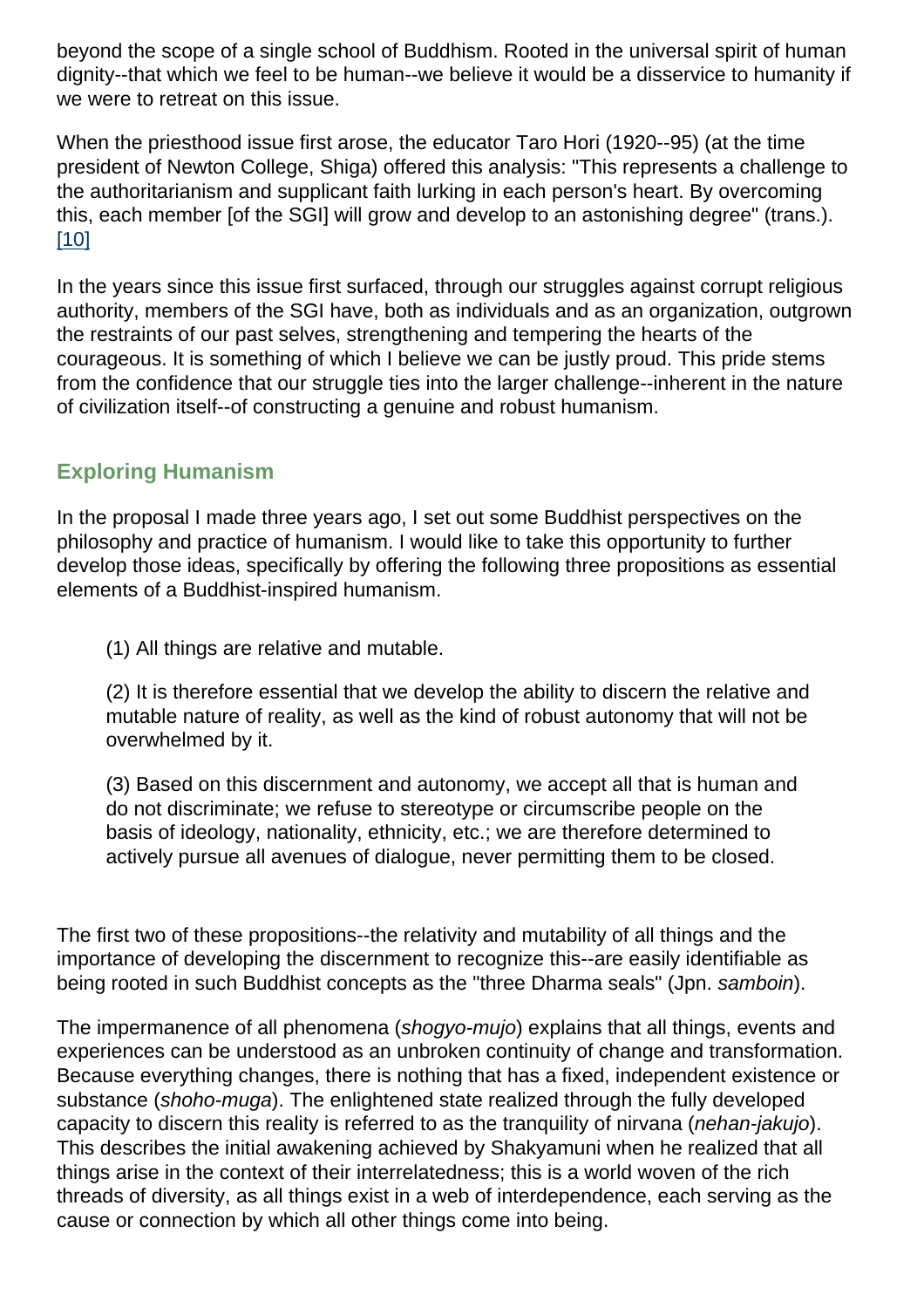beyond the scope of a single school of Buddhism. Rooted in the universal spirit of human dignity--that which we feel to be human--we believe it would be a disservice to humanity if we were to retreat on this issue.

When the priesthood issue first arose, the educator Taro Hori (1920--95) (at the time president of Newton College, Shiga) offered this analysis: "This represents a challenge to the authoritarianism and supplicant faith lurking in each person's heart. By overcoming this, each member [of the SGI] will grow and develop to an astonishing degree" (trans.). [10]

In the years since this issue first surfaced, through our struggles against corrupt religious authority, members of the SGI have, both as individuals and as an organization, outgrown the restraints of our past selves, strengthening and tempering the hearts of the courageous. It is something of which I believe we can be justly proud. This pride stems from the confidence that our struggle ties into the larger challenge--inherent in the nature of civilization itself--of constructing a genuine and robust humanism.

## Exploring Humanism

In the proposal I made three years ago, I set out some Buddhist perspectives on the philosophy and practice of humanism. I would like to take this opportunity to further develop those ideas, specifically by offering the following three propositions as essential elements of a Buddhist-inspired humanism.

> (1) All things are relative and mutable.
>
> (2) It is therefore essential that we develop the ability to discern the relative and mutable nature of reality, as well as the kind of robust autonomy that will not be overwhelmed by it.
>
> (3) Based on this discernment and autonomy, we accept all that is human and do not discriminate; we refuse to stereotype or circumscribe people on the basis of ideology, nationality, ethnicity, etc.; we are therefore determined to actively pursue all avenues of dialogue, never permitting them to be closed.

The first two of these propositions--the relativity and mutability of all things and the importance of developing the discernment to recognize this--are easily identifiable as being rooted in such Buddhist concepts as the "three Dharma seals" (Jpn. *samboin*).

The impermanence of all phenomena (*shogyo-mujo*) explains that all things, events and experiences can be understood as an unbroken continuity of change and transformation. Because everything changes, there is nothing that has a fixed, independent existence or substance (*shoho-muga*). The enlightened state realized through the fully developed capacity to discern this reality is referred to as the tranquility of nirvana (*nehan-jakujo*). This describes the initial awakening achieved by Shakyamuni when he realized that all things arise in the context of their interrelatedness; this is a world woven of the rich threads of diversity, as all things exist in a web of interdependence, each serving as the cause or connection by which all other things come into being.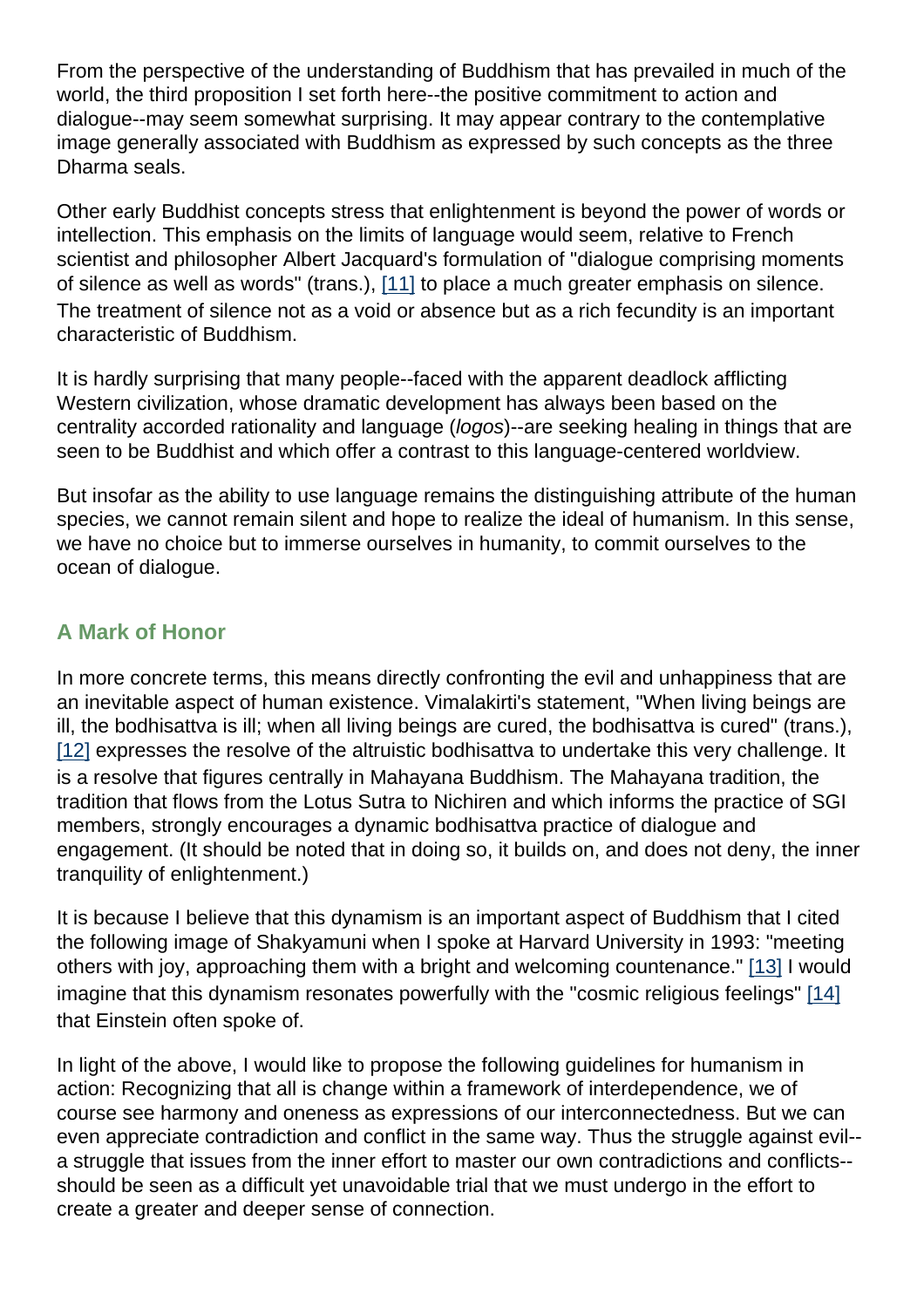From the perspective of the understanding of Buddhism that has prevailed in much of the world, the third proposition I set forth here--the positive commitment to action and dialogue--may seem somewhat surprising. It may appear contrary to the contemplative image generally associated with Buddhism as expressed by such concepts as the three Dharma seals.

Other early Buddhist concepts stress that enlightenment is beyond the power of words or intellection. This emphasis on the limits of language would seem, relative to French scientist and philosopher Albert Jacquard's formulation of "dialogue comprising moments of silence as well as words" (trans.), [11] to place a much greater emphasis on silence. The treatment of silence not as a void or absence but as a rich fecundity is an important characteristic of Buddhism.

It is hardly surprising that many people--faced with the apparent deadlock afflicting Western civilization, whose dramatic development has always been based on the centrality accorded rationality and language (*logos*)--are seeking healing in things that are seen to be Buddhist and which offer a contrast to this language-centered worldview.

But insofar as the ability to use language remains the distinguishing attribute of the human species, we cannot remain silent and hope to realize the ideal of humanism. In this sense, we have no choice but to immerse ourselves in humanity, to commit ourselves to the ocean of dialogue.

### A Mark of Honor

In more concrete terms, this means directly confronting the evil and unhappiness that are an inevitable aspect of human existence. Vimalakirti's statement, "When living beings are ill, the bodhisattva is ill; when all living beings are cured, the bodhisattva is cured" (trans.), [12] expresses the resolve of the altruistic bodhisattva to undertake this very challenge. It is a resolve that figures centrally in Mahayana Buddhism. The Mahayana tradition, the tradition that flows from the Lotus Sutra to Nichiren and which informs the practice of SGI members, strongly encourages a dynamic bodhisattva practice of dialogue and engagement. (It should be noted that in doing so, it builds on, and does not deny, the inner tranquility of enlightenment.)

It is because I believe that this dynamism is an important aspect of Buddhism that I cited the following image of Shakyamuni when I spoke at Harvard University in 1993: "meeting others with joy, approaching them with a bright and welcoming countenance." [13] I would imagine that this dynamism resonates powerfully with the "cosmic religious feelings" [14] that Einstein often spoke of.

In light of the above, I would like to propose the following guidelines for humanism in action: Recognizing that all is change within a framework of interdependence, we of course see harmony and oneness as expressions of our interconnectedness. But we can even appreciate contradiction and conflict in the same way. Thus the struggle against evil--a struggle that issues from the inner effort to master our own contradictions and conflicts--should be seen as a difficult yet unavoidable trial that we must undergo in the effort to create a greater and deeper sense of connection.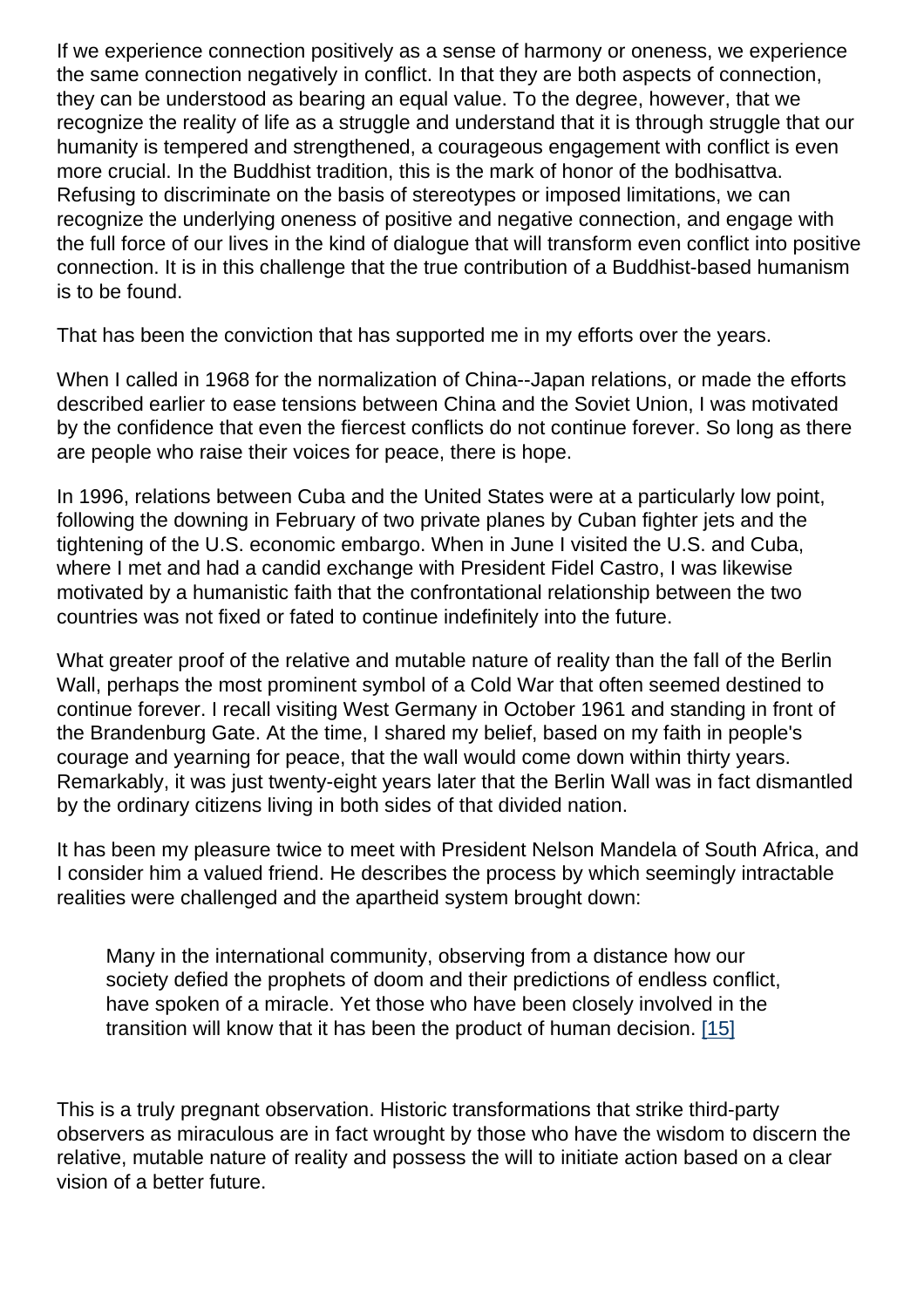If we experience connection positively as a sense of harmony or oneness, we experience the same connection negatively in conflict. In that they are both aspects of connection, they can be understood as bearing an equal value. To the degree, however, that we recognize the reality of life as a struggle and understand that it is through struggle that our humanity is tempered and strengthened, a courageous engagement with conflict is even more crucial. In the Buddhist tradition, this is the mark of honor of the bodhisattva. Refusing to discriminate on the basis of stereotypes or imposed limitations, we can recognize the underlying oneness of positive and negative connection, and engage with the full force of our lives in the kind of dialogue that will transform even conflict into positive connection. It is in this challenge that the true contribution of a Buddhist-based humanism is to be found.

That has been the conviction that has supported me in my efforts over the years.

When I called in 1968 for the normalization of China--Japan relations, or made the efforts described earlier to ease tensions between China and the Soviet Union, I was motivated by the confidence that even the fiercest conflicts do not continue forever. So long as there are people who raise their voices for peace, there is hope.

In 1996, relations between Cuba and the United States were at a particularly low point, following the downing in February of two private planes by Cuban fighter jets and the tightening of the U.S. economic embargo. When in June I visited the U.S. and Cuba, where I met and had a candid exchange with President Fidel Castro, I was likewise motivated by a humanistic faith that the confrontational relationship between the two countries was not fixed or fated to continue indefinitely into the future.

What greater proof of the relative and mutable nature of reality than the fall of the Berlin Wall, perhaps the most prominent symbol of a Cold War that often seemed destined to continue forever. I recall visiting West Germany in October 1961 and standing in front of the Brandenburg Gate. At the time, I shared my belief, based on my faith in people's courage and yearning for peace, that the wall would come down within thirty years. Remarkably, it was just twenty-eight years later that the Berlin Wall was in fact dismantled by the ordinary citizens living in both sides of that divided nation.

It has been my pleasure twice to meet with President Nelson Mandela of South Africa, and I consider him a valued friend. He describes the process by which seemingly intractable realities were challenged and the apartheid system brought down:

> Many in the international community, observing from a distance how our society defied the prophets of doom and their predictions of endless conflict, have spoken of a miracle. Yet those who have been closely involved in the transition will know that it has been the product of human decision. [15]

This is a truly pregnant observation. Historic transformations that strike third-party observers as miraculous are in fact wrought by those who have the wisdom to discern the relative, mutable nature of reality and possess the will to initiate action based on a clear vision of a better future.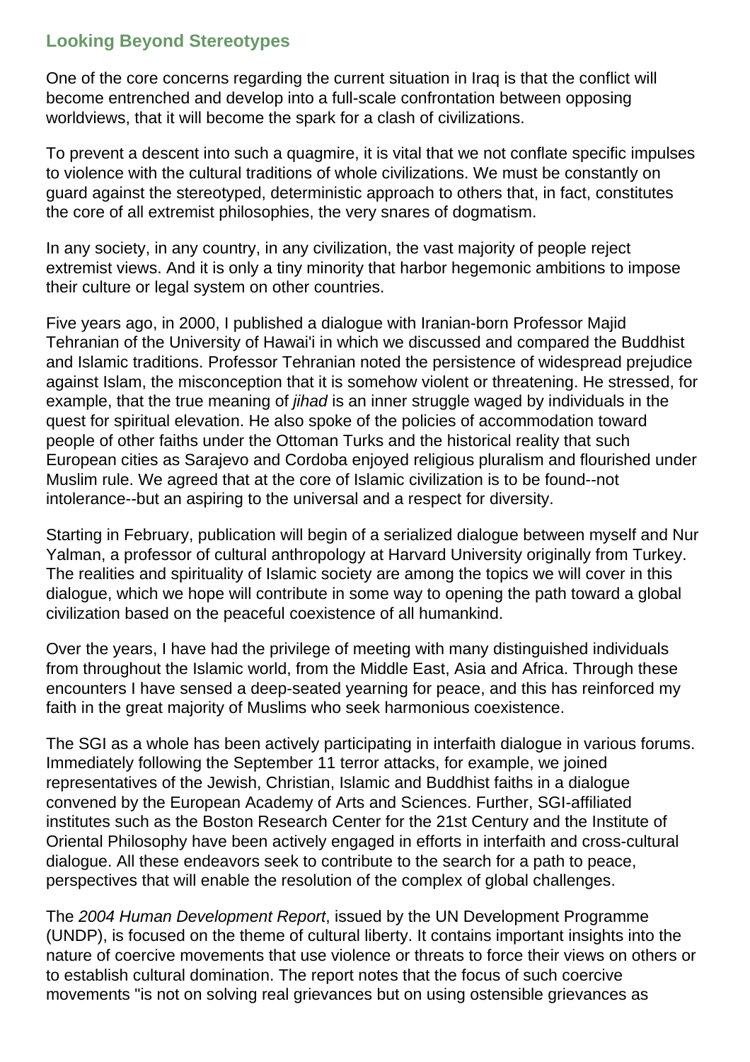## Looking Beyond Stereotypes

One of the core concerns regarding the current situation in Iraq is that the conflict will become entrenched and develop into a full-scale confrontation between opposing worldviews, that it will become the spark for a clash of civilizations.

To prevent a descent into such a quagmire, it is vital that we not conflate specific impulses to violence with the cultural traditions of whole civilizations. We must be constantly on guard against the stereotyped, deterministic approach to others that, in fact, constitutes the core of all extremist philosophies, the very snares of dogmatism.

In any society, in any country, in any civilization, the vast majority of people reject extremist views. And it is only a tiny minority that harbor hegemonic ambitions to impose their culture or legal system on other countries.

Five years ago, in 2000, I published a dialogue with Iranian-born Professor Majid Tehranian of the University of Hawai'i in which we discussed and compared the Buddhist and Islamic traditions. Professor Tehranian noted the persistence of widespread prejudice against Islam, the misconception that it is somehow violent or threatening. He stressed, for example, that the true meaning of *jihad* is an inner struggle waged by individuals in the quest for spiritual elevation. He also spoke of the policies of accommodation toward people of other faiths under the Ottoman Turks and the historical reality that such European cities as Sarajevo and Cordoba enjoyed religious pluralism and flourished under Muslim rule. We agreed that at the core of Islamic civilization is to be found--not intolerance--but an aspiring to the universal and a respect for diversity.

Starting in February, publication will begin of a serialized dialogue between myself and Nur Yalman, a professor of cultural anthropology at Harvard University originally from Turkey. The realities and spirituality of Islamic society are among the topics we will cover in this dialogue, which we hope will contribute in some way to opening the path toward a global civilization based on the peaceful coexistence of all humankind.

Over the years, I have had the privilege of meeting with many distinguished individuals from throughout the Islamic world, from the Middle East, Asia and Africa. Through these encounters I have sensed a deep-seated yearning for peace, and this has reinforced my faith in the great majority of Muslims who seek harmonious coexistence.

The SGI as a whole has been actively participating in interfaith dialogue in various forums. Immediately following the September 11 terror attacks, for example, we joined representatives of the Jewish, Christian, Islamic and Buddhist faiths in a dialogue convened by the European Academy of Arts and Sciences. Further, SGI-affiliated institutes such as the Boston Research Center for the 21st Century and the Institute of Oriental Philosophy have been actively engaged in efforts in interfaith and cross-cultural dialogue. All these endeavors seek to contribute to the search for a path to peace, perspectives that will enable the resolution of the complex of global challenges.

The *2004 Human Development Report*, issued by the UN Development Programme (UNDP), is focused on the theme of cultural liberty. It contains important insights into the nature of coercive movements that use violence or threats to force their views on others or to establish cultural domination. The report notes that the focus of such coercive movements "is not on solving real grievances but on using ostensible grievances as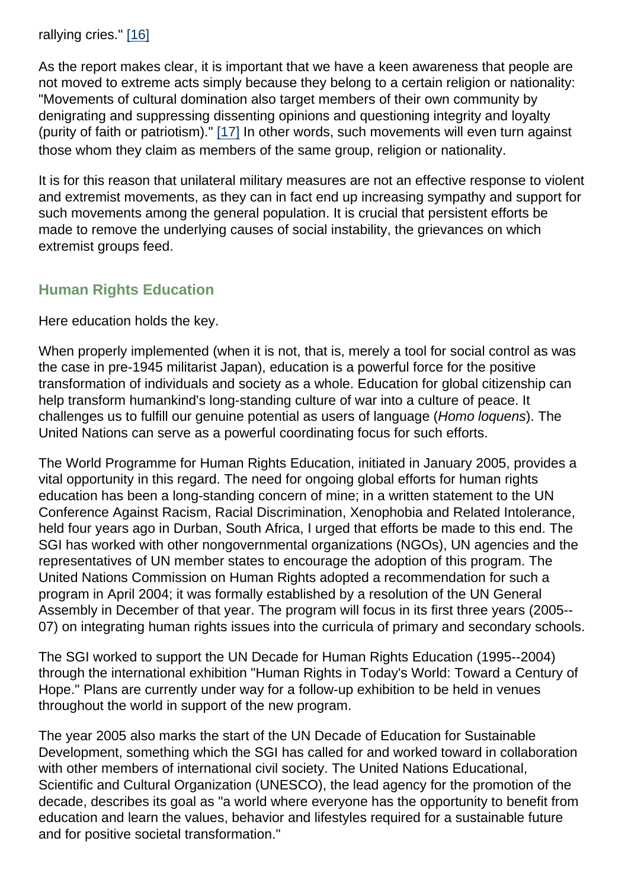rallying cries." [16]

As the report makes clear, it is important that we have a keen awareness that people are not moved to extreme acts simply because they belong to a certain religion or nationality: "Movements of cultural domination also target members of their own community by denigrating and suppressing dissenting opinions and questioning integrity and loyalty (purity of faith or patriotism)." [17] In other words, such movements will even turn against those whom they claim as members of the same group, religion or nationality.

It is for this reason that unilateral military measures are not an effective response to violent and extremist movements, as they can in fact end up increasing sympathy and support for such movements among the general population. It is crucial that persistent efforts be made to remove the underlying causes of social instability, the grievances on which extremist groups feed.

### Human Rights Education

Here education holds the key.

When properly implemented (when it is not, that is, merely a tool for social control as was the case in pre-1945 militarist Japan), education is a powerful force for the positive transformation of individuals and society as a whole. Education for global citizenship can help transform humankind's long-standing culture of war into a culture of peace. It challenges us to fulfill our genuine potential as users of language (*Homo loquens*). The United Nations can serve as a powerful coordinating focus for such efforts.

The World Programme for Human Rights Education, initiated in January 2005, provides a vital opportunity in this regard. The need for ongoing global efforts for human rights education has been a long-standing concern of mine; in a written statement to the UN Conference Against Racism, Racial Discrimination, Xenophobia and Related Intolerance, held four years ago in Durban, South Africa, I urged that efforts be made to this end. The SGI has worked with other nongovernmental organizations (NGOs), UN agencies and the representatives of UN member states to encourage the adoption of this program. The United Nations Commission on Human Rights adopted a recommendation for such a program in April 2004; it was formally established by a resolution of the UN General Assembly in December of that year. The program will focus in its first three years (2005--07) on integrating human rights issues into the curricula of primary and secondary schools.

The SGI worked to support the UN Decade for Human Rights Education (1995--2004) through the international exhibition "Human Rights in Today's World: Toward a Century of Hope." Plans are currently under way for a follow-up exhibition to be held in venues throughout the world in support of the new program.

The year 2005 also marks the start of the UN Decade of Education for Sustainable Development, something which the SGI has called for and worked toward in collaboration with other members of international civil society. The United Nations Educational, Scientific and Cultural Organization (UNESCO), the lead agency for the promotion of the decade, describes its goal as "a world where everyone has the opportunity to benefit from education and learn the values, behavior and lifestyles required for a sustainable future and for positive societal transformation."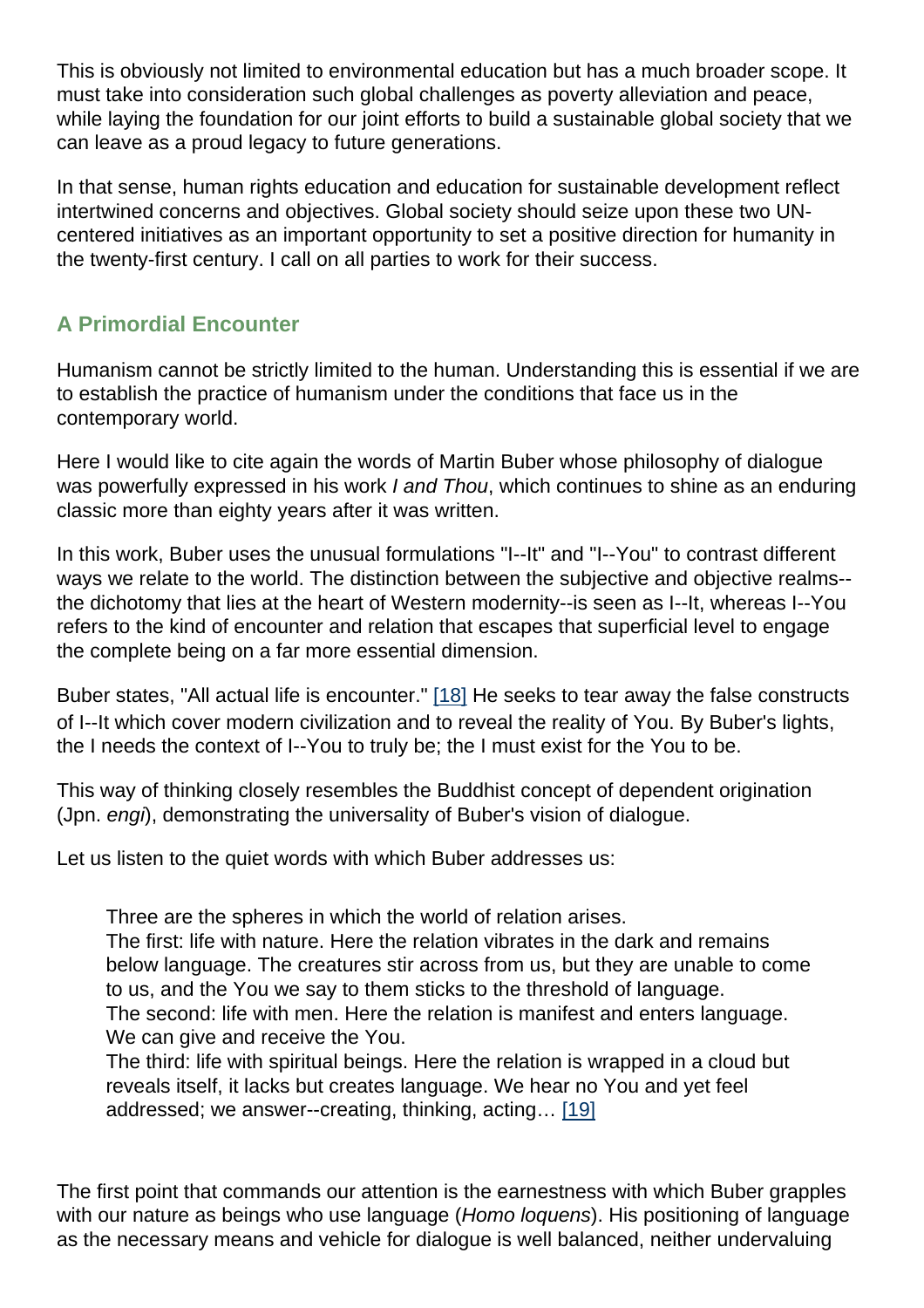This is obviously not limited to environmental education but has a much broader scope. It must take into consideration such global challenges as poverty alleviation and peace, while laying the foundation for our joint efforts to build a sustainable global society that we can leave as a proud legacy to future generations.

In that sense, human rights education and education for sustainable development reflect intertwined concerns and objectives. Global society should seize upon these two UN-centered initiatives as an important opportunity to set a positive direction for humanity in the twenty-first century. I call on all parties to work for their success.

### A Primordial Encounter

Humanism cannot be strictly limited to the human. Understanding this is essential if we are to establish the practice of humanism under the conditions that face us in the contemporary world.

Here I would like to cite again the words of Martin Buber whose philosophy of dialogue was powerfully expressed in his work *I and Thou*, which continues to shine as an enduring classic more than eighty years after it was written.

In this work, Buber uses the unusual formulations "I--It" and "I--You" to contrast different ways we relate to the world. The distinction between the subjective and objective realms--the dichotomy that lies at the heart of Western modernity--is seen as I--It, whereas I--You refers to the kind of encounter and relation that escapes that superficial level to engage the complete being on a far more essential dimension.

Buber states, "All actual life is encounter." [18] He seeks to tear away the false constructs of I--It which cover modern civilization and to reveal the reality of You. By Buber's lights, the I needs the context of I--You to truly be; the I must exist for the You to be.

This way of thinking closely resembles the Buddhist concept of dependent origination (Jpn. *engi*), demonstrating the universality of Buber's vision of dialogue.

Let us listen to the quiet words with which Buber addresses us:

> Three are the spheres in which the world of relation arises.
> The first: life with nature. Here the relation vibrates in the dark and remains below language. The creatures stir across from us, but they are unable to come to us, and the You we say to them sticks to the threshold of language.
> The second: life with men. Here the relation is manifest and enters language. We can give and receive the You.
> The third: life with spiritual beings. Here the relation is wrapped in a cloud but reveals itself, it lacks but creates language. We hear no You and yet feel addressed; we answer--creating, thinking, acting… [19]

The first point that commands our attention is the earnestness with which Buber grapples with our nature as beings who use language (*Homo loquens*). His positioning of language as the necessary means and vehicle for dialogue is well balanced, neither undervaluing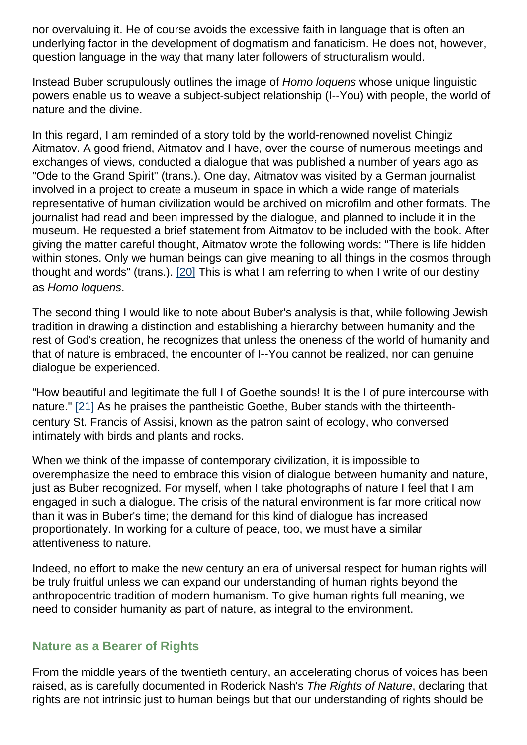nor overvaluing it. He of course avoids the excessive faith in language that is often an underlying factor in the development of dogmatism and fanaticism. He does not, however, question language in the way that many later followers of structuralism would.

Instead Buber scrupulously outlines the image of *Homo loquens* whose unique linguistic powers enable us to weave a subject-subject relationship (I--You) with people, the world of nature and the divine.

In this regard, I am reminded of a story told by the world-renowned novelist Chingiz Aitmatov. A good friend, Aitmatov and I have, over the course of numerous meetings and exchanges of views, conducted a dialogue that was published a number of years ago as "Ode to the Grand Spirit" (trans.). One day, Aitmatov was visited by a German journalist involved in a project to create a museum in space in which a wide range of materials representative of human civilization would be archived on microfilm and other formats. The journalist had read and been impressed by the dialogue, and planned to include it in the museum. He requested a brief statement from Aitmatov to be included with the book. After giving the matter careful thought, Aitmatov wrote the following words: "There is life hidden within stones. Only we human beings can give meaning to all things in the cosmos through thought and words" (trans.). [20] This is what I am referring to when I write of our destiny as *Homo loquens*.

The second thing I would like to note about Buber's analysis is that, while following Jewish tradition in drawing a distinction and establishing a hierarchy between humanity and the rest of God's creation, he recognizes that unless the oneness of the world of humanity and that of nature is embraced, the encounter of I--You cannot be realized, nor can genuine dialogue be experienced.

"How beautiful and legitimate the full I of Goethe sounds! It is the I of pure intercourse with nature." [21] As he praises the pantheistic Goethe, Buber stands with the thirteenth-century St. Francis of Assisi, known as the patron saint of ecology, who conversed intimately with birds and plants and rocks.

When we think of the impasse of contemporary civilization, it is impossible to overemphasize the need to embrace this vision of dialogue between humanity and nature, just as Buber recognized. For myself, when I take photographs of nature I feel that I am engaged in such a dialogue. The crisis of the natural environment is far more critical now than it was in Buber's time; the demand for this kind of dialogue has increased proportionately. In working for a culture of peace, too, we must have a similar attentiveness to nature.

Indeed, no effort to make the new century an era of universal respect for human rights will be truly fruitful unless we can expand our understanding of human rights beyond the anthropocentric tradition of modern humanism. To give human rights full meaning, we need to consider humanity as part of nature, as integral to the environment.

### Nature as a Bearer of Rights

From the middle years of the twentieth century, an accelerating chorus of voices has been raised, as is carefully documented in Roderick Nash's *The Rights of Nature*, declaring that rights are not intrinsic just to human beings but that our understanding of rights should be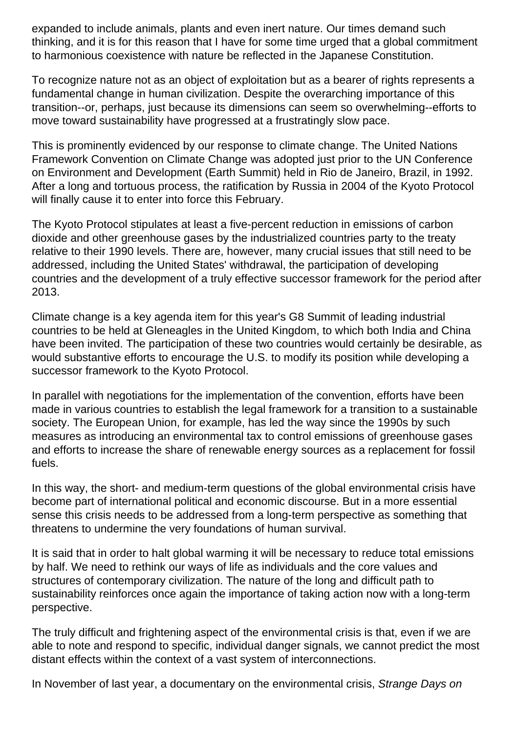expanded to include animals, plants and even inert nature. Our times demand such thinking, and it is for this reason that I have for some time urged that a global commitment to harmonious coexistence with nature be reflected in the Japanese Constitution.

To recognize nature not as an object of exploitation but as a bearer of rights represents a fundamental change in human civilization. Despite the overarching importance of this transition--or, perhaps, just because its dimensions can seem so overwhelming--efforts to move toward sustainability have progressed at a frustratingly slow pace.

This is prominently evidenced by our response to climate change. The United Nations Framework Convention on Climate Change was adopted just prior to the UN Conference on Environment and Development (Earth Summit) held in Rio de Janeiro, Brazil, in 1992. After a long and tortuous process, the ratification by Russia in 2004 of the Kyoto Protocol will finally cause it to enter into force this February.

The Kyoto Protocol stipulates at least a five-percent reduction in emissions of carbon dioxide and other greenhouse gases by the industrialized countries party to the treaty relative to their 1990 levels. There are, however, many crucial issues that still need to be addressed, including the United States' withdrawal, the participation of developing countries and the development of a truly effective successor framework for the period after 2013.

Climate change is a key agenda item for this year's G8 Summit of leading industrial countries to be held at Gleneagles in the United Kingdom, to which both India and China have been invited. The participation of these two countries would certainly be desirable, as would substantive efforts to encourage the U.S. to modify its position while developing a successor framework to the Kyoto Protocol.

In parallel with negotiations for the implementation of the convention, efforts have been made in various countries to establish the legal framework for a transition to a sustainable society. The European Union, for example, has led the way since the 1990s by such measures as introducing an environmental tax to control emissions of greenhouse gases and efforts to increase the share of renewable energy sources as a replacement for fossil fuels.

In this way, the short- and medium-term questions of the global environmental crisis have become part of international political and economic discourse. But in a more essential sense this crisis needs to be addressed from a long-term perspective as something that threatens to undermine the very foundations of human survival.

It is said that in order to halt global warming it will be necessary to reduce total emissions by half. We need to rethink our ways of life as individuals and the core values and structures of contemporary civilization. The nature of the long and difficult path to sustainability reinforces once again the importance of taking action now with a long-term perspective.

The truly difficult and frightening aspect of the environmental crisis is that, even if we are able to note and respond to specific, individual danger signals, we cannot predict the most distant effects within the context of a vast system of interconnections.

In November of last year, a documentary on the environmental crisis, *Strange Days on*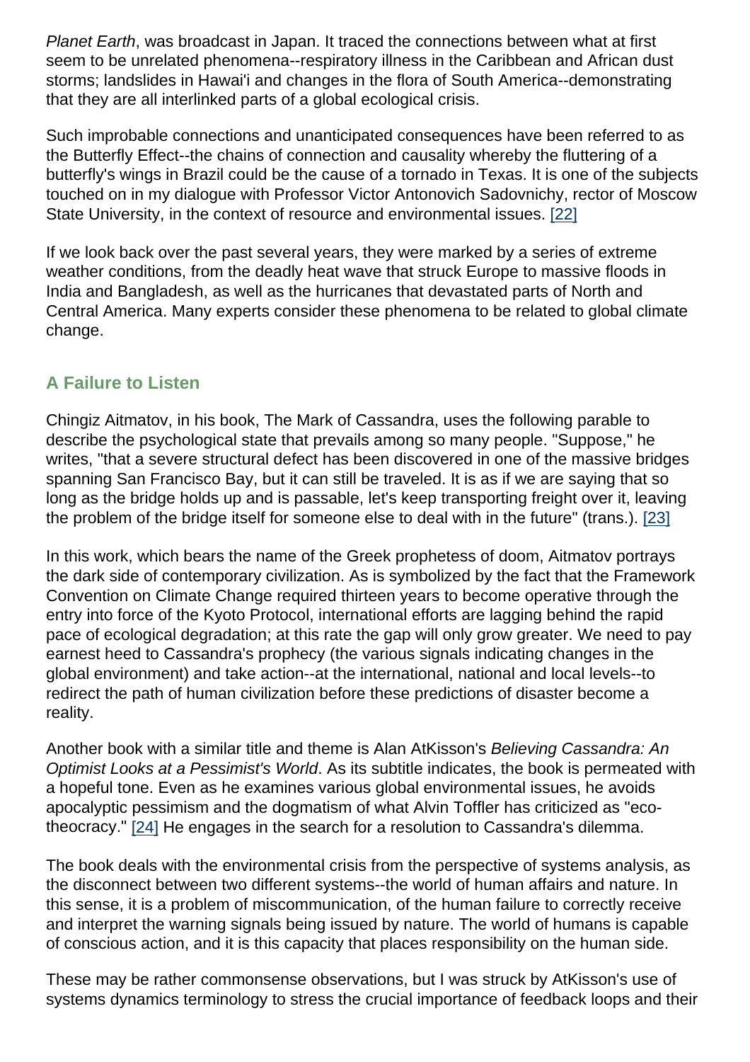*Planet Earth*, was broadcast in Japan. It traced the connections between what at first seem to be unrelated phenomena--respiratory illness in the Caribbean and African dust storms; landslides in Hawai'i and changes in the flora of South America--demonstrating that they are all interlinked parts of a global ecological crisis.

Such improbable connections and unanticipated consequences have been referred to as the Butterfly Effect--the chains of connection and causality whereby the fluttering of a butterfly's wings in Brazil could be the cause of a tornado in Texas. It is one of the subjects touched on in my dialogue with Professor Victor Antonovich Sadovnichy, rector of Moscow State University, in the context of resource and environmental issues. [22]

If we look back over the past several years, they were marked by a series of extreme weather conditions, from the deadly heat wave that struck Europe to massive floods in India and Bangladesh, as well as the hurricanes that devastated parts of North and Central America. Many experts consider these phenomena to be related to global climate change.

## A Failure to Listen

Chingiz Aitmatov, in his book, The Mark of Cassandra, uses the following parable to describe the psychological state that prevails among so many people. "Suppose," he writes, "that a severe structural defect has been discovered in one of the massive bridges spanning San Francisco Bay, but it can still be traveled. It is as if we are saying that so long as the bridge holds up and is passable, let's keep transporting freight over it, leaving the problem of the bridge itself for someone else to deal with in the future" (trans.). [23]

In this work, which bears the name of the Greek prophetess of doom, Aitmatov portrays the dark side of contemporary civilization. As is symbolized by the fact that the Framework Convention on Climate Change required thirteen years to become operative through the entry into force of the Kyoto Protocol, international efforts are lagging behind the rapid pace of ecological degradation; at this rate the gap will only grow greater. We need to pay earnest heed to Cassandra's prophecy (the various signals indicating changes in the global environment) and take action--at the international, national and local levels--to redirect the path of human civilization before these predictions of disaster become a reality.

Another book with a similar title and theme is Alan AtKisson's *Believing Cassandra: An Optimist Looks at a Pessimist's World*. As its subtitle indicates, the book is permeated with a hopeful tone. Even as he examines various global environmental issues, he avoids apocalyptic pessimism and the dogmatism of what Alvin Toffler has criticized as "eco-theocracy." [24] He engages in the search for a resolution to Cassandra's dilemma.

The book deals with the environmental crisis from the perspective of systems analysis, as the disconnect between two different systems--the world of human affairs and nature. In this sense, it is a problem of miscommunication, of the human failure to correctly receive and interpret the warning signals being issued by nature. The world of humans is capable of conscious action, and it is this capacity that places responsibility on the human side.

These may be rather commonsense observations, but I was struck by AtKisson's use of systems dynamics terminology to stress the crucial importance of feedback loops and their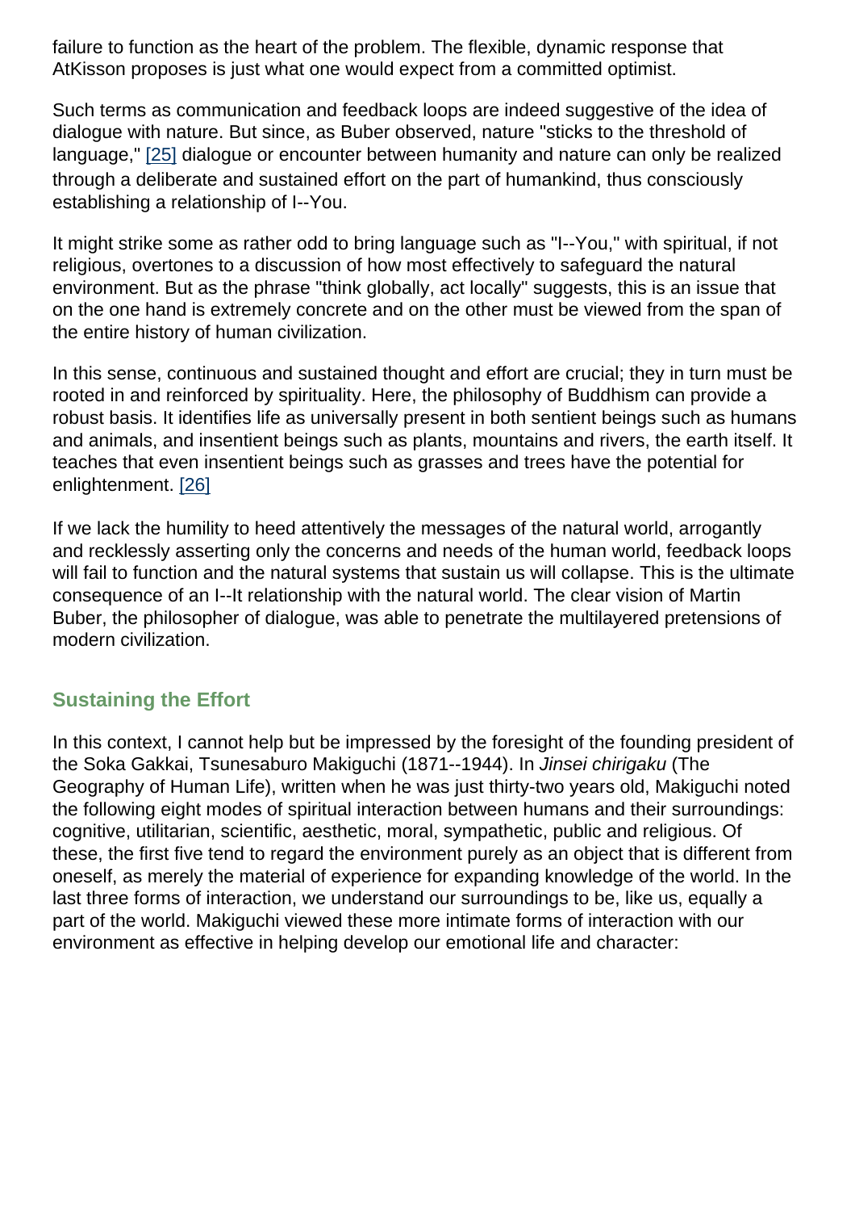failure to function as the heart of the problem. The flexible, dynamic response that AtKisson proposes is just what one would expect from a committed optimist.

Such terms as communication and feedback loops are indeed suggestive of the idea of dialogue with nature. But since, as Buber observed, nature "sticks to the threshold of language," [25] dialogue or encounter between humanity and nature can only be realized through a deliberate and sustained effort on the part of humankind, thus consciously establishing a relationship of I--You.

It might strike some as rather odd to bring language such as "I--You," with spiritual, if not religious, overtones to a discussion of how most effectively to safeguard the natural environment. But as the phrase "think globally, act locally" suggests, this is an issue that on the one hand is extremely concrete and on the other must be viewed from the span of the entire history of human civilization.

In this sense, continuous and sustained thought and effort are crucial; they in turn must be rooted in and reinforced by spirituality. Here, the philosophy of Buddhism can provide a robust basis. It identifies life as universally present in both sentient beings such as humans and animals, and insentient beings such as plants, mountains and rivers, the earth itself. It teaches that even insentient beings such as grasses and trees have the potential for enlightenment. [26]

If we lack the humility to heed attentively the messages of the natural world, arrogantly and recklessly asserting only the concerns and needs of the human world, feedback loops will fail to function and the natural systems that sustain us will collapse. This is the ultimate consequence of an I--It relationship with the natural world. The clear vision of Martin Buber, the philosopher of dialogue, was able to penetrate the multilayered pretensions of modern civilization.

### Sustaining the Effort

In this context, I cannot help but be impressed by the foresight of the founding president of the Soka Gakkai, Tsunesaburo Makiguchi (1871--1944). In *Jinsei chirigaku* (The Geography of Human Life), written when he was just thirty-two years old, Makiguchi noted the following eight modes of spiritual interaction between humans and their surroundings: cognitive, utilitarian, scientific, aesthetic, moral, sympathetic, public and religious. Of these, the first five tend to regard the environment purely as an object that is different from oneself, as merely the material of experience for expanding knowledge of the world. In the last three forms of interaction, we understand our surroundings to be, like us, equally a part of the world. Makiguchi viewed these more intimate forms of interaction with our environment as effective in helping develop our emotional life and character: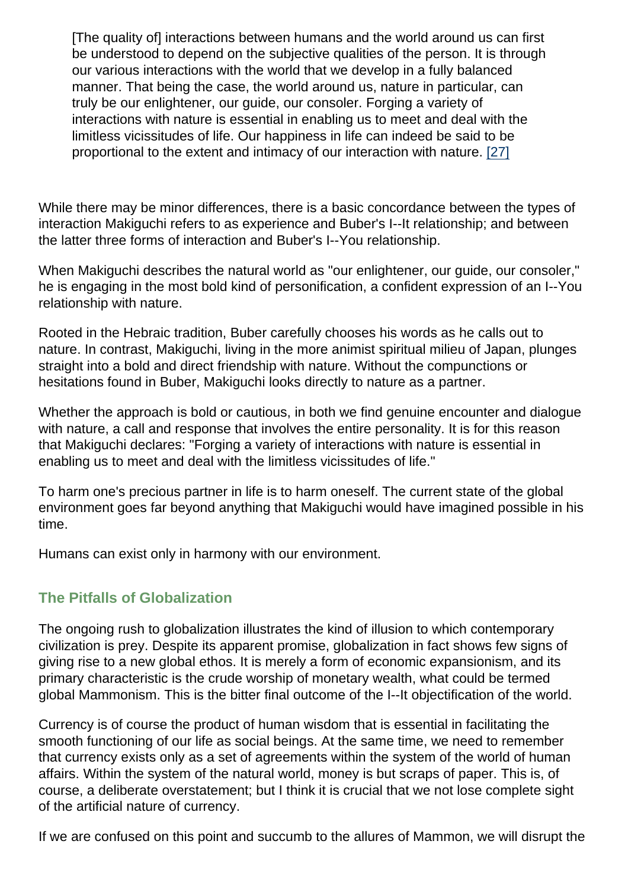> [The quality of] interactions between humans and the world around us can first be understood to depend on the subjective qualities of the person. It is through our various interactions with the world that we develop in a fully balanced manner. That being the case, the world around us, nature in particular, can truly be our enlightener, our guide, our consoler. Forging a variety of interactions with nature is essential in enabling us to meet and deal with the limitless vicissitudes of life. Our happiness in life can indeed be said to be proportional to the extent and intimacy of our interaction with nature. [27]

While there may be minor differences, there is a basic concordance between the types of interaction Makiguchi refers to as experience and Buber's I--It relationship; and between the latter three forms of interaction and Buber's I--You relationship.

When Makiguchi describes the natural world as "our enlightener, our guide, our consoler," he is engaging in the most bold kind of personification, a confident expression of an I--You relationship with nature.

Rooted in the Hebraic tradition, Buber carefully chooses his words as he calls out to nature. In contrast, Makiguchi, living in the more animist spiritual milieu of Japan, plunges straight into a bold and direct friendship with nature. Without the compunctions or hesitations found in Buber, Makiguchi looks directly to nature as a partner.

Whether the approach is bold or cautious, in both we find genuine encounter and dialogue with nature, a call and response that involves the entire personality. It is for this reason that Makiguchi declares: "Forging a variety of interactions with nature is essential in enabling us to meet and deal with the limitless vicissitudes of life."

To harm one's precious partner in life is to harm oneself. The current state of the global environment goes far beyond anything that Makiguchi would have imagined possible in his time.

Humans can exist only in harmony with our environment.

### The Pitfalls of Globalization

The ongoing rush to globalization illustrates the kind of illusion to which contemporary civilization is prey. Despite its apparent promise, globalization in fact shows few signs of giving rise to a new global ethos. It is merely a form of economic expansionism, and its primary characteristic is the crude worship of monetary wealth, what could be termed global Mammonism. This is the bitter final outcome of the I--It objectification of the world.

Currency is of course the product of human wisdom that is essential in facilitating the smooth functioning of our life as social beings. At the same time, we need to remember that currency exists only as a set of agreements within the system of the world of human affairs. Within the system of the natural world, money is but scraps of paper. This is, of course, a deliberate overstatement; but I think it is crucial that we not lose complete sight of the artificial nature of currency.

If we are confused on this point and succumb to the allures of Mammon, we will disrupt the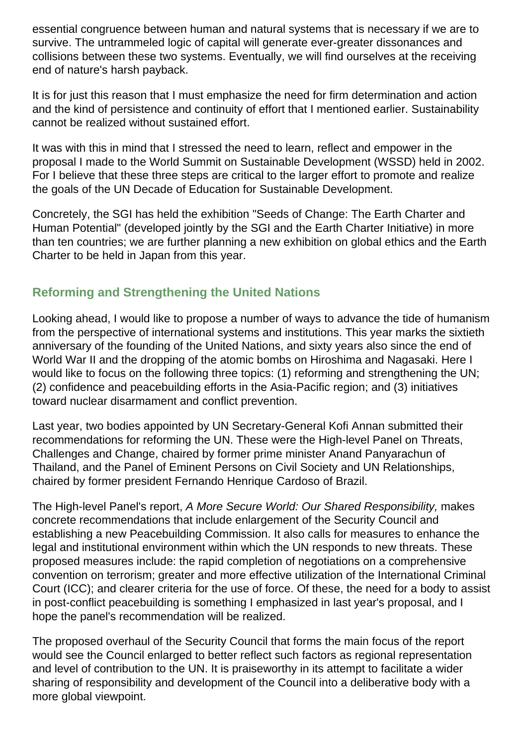essential congruence between human and natural systems that is necessary if we are to survive. The untrammeled logic of capital will generate ever-greater dissonances and collisions between these two systems. Eventually, we will find ourselves at the receiving end of nature's harsh payback.

It is for just this reason that I must emphasize the need for firm determination and action and the kind of persistence and continuity of effort that I mentioned earlier. Sustainability cannot be realized without sustained effort.

It was with this in mind that I stressed the need to learn, reflect and empower in the proposal I made to the World Summit on Sustainable Development (WSSD) held in 2002. For I believe that these three steps are critical to the larger effort to promote and realize the goals of the UN Decade of Education for Sustainable Development.

Concretely, the SGI has held the exhibition "Seeds of Change: The Earth Charter and Human Potential" (developed jointly by the SGI and the Earth Charter Initiative) in more than ten countries; we are further planning a new exhibition on global ethics and the Earth Charter to be held in Japan from this year.

## Reforming and Strengthening the United Nations

Looking ahead, I would like to propose a number of ways to advance the tide of humanism from the perspective of international systems and institutions. This year marks the sixtieth anniversary of the founding of the United Nations, and sixty years also since the end of World War II and the dropping of the atomic bombs on Hiroshima and Nagasaki. Here I would like to focus on the following three topics: (1) reforming and strengthening the UN; (2) confidence and peacebuilding efforts in the Asia-Pacific region; and (3) initiatives toward nuclear disarmament and conflict prevention.

Last year, two bodies appointed by UN Secretary-General Kofi Annan submitted their recommendations for reforming the UN. These were the High-level Panel on Threats, Challenges and Change, chaired by former prime minister Anand Panyarachun of Thailand, and the Panel of Eminent Persons on Civil Society and UN Relationships, chaired by former president Fernando Henrique Cardoso of Brazil.

The High-level Panel's report, *A More Secure World: Our Shared Responsibility,* makes concrete recommendations that include enlargement of the Security Council and establishing a new Peacebuilding Commission. It also calls for measures to enhance the legal and institutional environment within which the UN responds to new threats. These proposed measures include: the rapid completion of negotiations on a comprehensive convention on terrorism; greater and more effective utilization of the International Criminal Court (ICC); and clearer criteria for the use of force. Of these, the need for a body to assist in post-conflict peacebuilding is something I emphasized in last year's proposal, and I hope the panel's recommendation will be realized.

The proposed overhaul of the Security Council that forms the main focus of the report would see the Council enlarged to better reflect such factors as regional representation and level of contribution to the UN. It is praiseworthy in its attempt to facilitate a wider sharing of responsibility and development of the Council into a deliberative body with a more global viewpoint.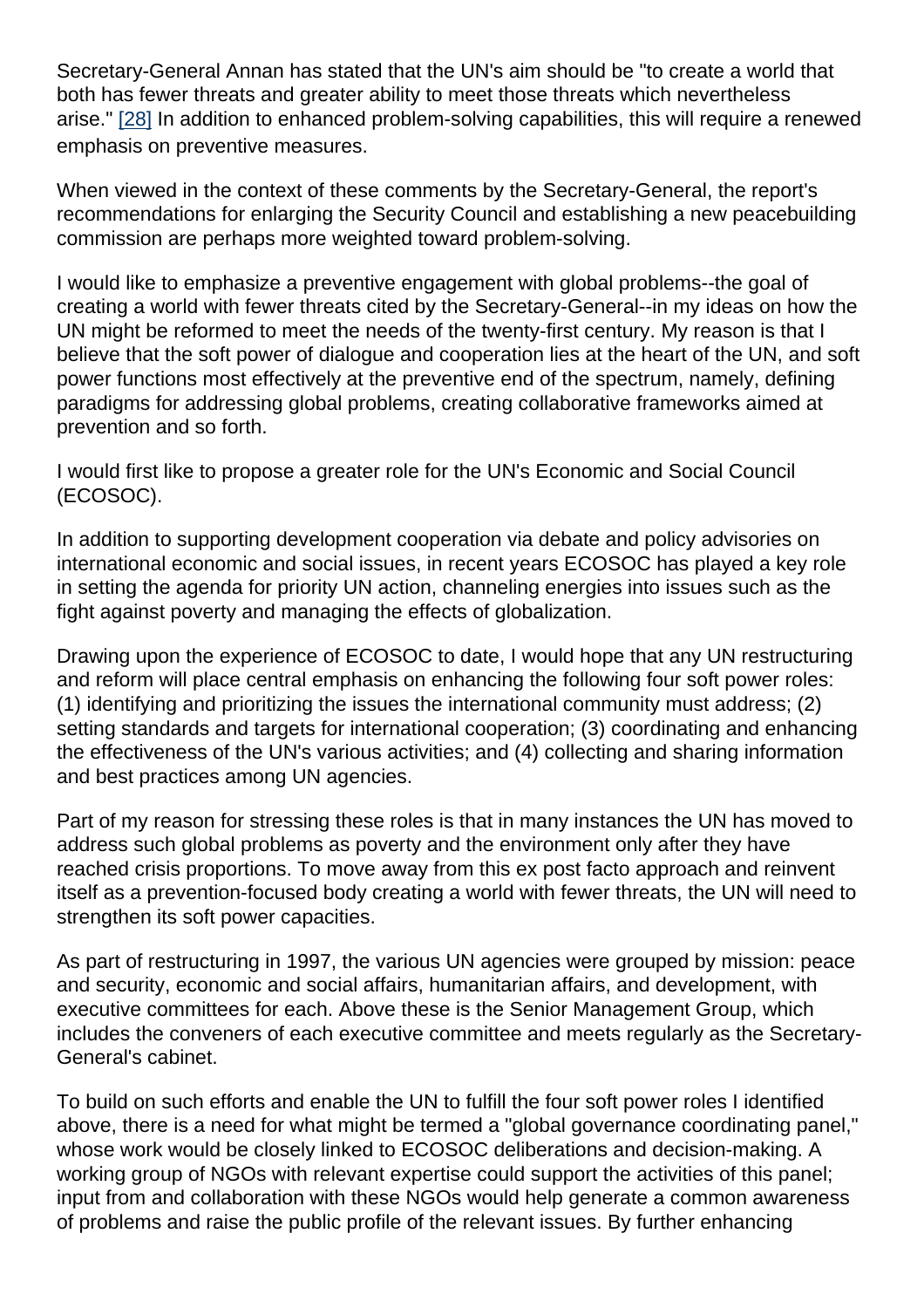Secretary-General Annan has stated that the UN's aim should be "to create a world that both has fewer threats and greater ability to meet those threats which nevertheless arise." [28] In addition to enhanced problem-solving capabilities, this will require a renewed emphasis on preventive measures.

When viewed in the context of these comments by the Secretary-General, the report's recommendations for enlarging the Security Council and establishing a new peacebuilding commission are perhaps more weighted toward problem-solving.

I would like to emphasize a preventive engagement with global problems--the goal of creating a world with fewer threats cited by the Secretary-General--in my ideas on how the UN might be reformed to meet the needs of the twenty-first century. My reason is that I believe that the soft power of dialogue and cooperation lies at the heart of the UN, and soft power functions most effectively at the preventive end of the spectrum, namely, defining paradigms for addressing global problems, creating collaborative frameworks aimed at prevention and so forth.

I would first like to propose a greater role for the UN's Economic and Social Council (ECOSOC).

In addition to supporting development cooperation via debate and policy advisories on international economic and social issues, in recent years ECOSOC has played a key role in setting the agenda for priority UN action, channeling energies into issues such as the fight against poverty and managing the effects of globalization.

Drawing upon the experience of ECOSOC to date, I would hope that any UN restructuring and reform will place central emphasis on enhancing the following four soft power roles: (1) identifying and prioritizing the issues the international community must address; (2) setting standards and targets for international cooperation; (3) coordinating and enhancing the effectiveness of the UN's various activities; and (4) collecting and sharing information and best practices among UN agencies.

Part of my reason for stressing these roles is that in many instances the UN has moved to address such global problems as poverty and the environment only after they have reached crisis proportions. To move away from this ex post facto approach and reinvent itself as a prevention-focused body creating a world with fewer threats, the UN will need to strengthen its soft power capacities.

As part of restructuring in 1997, the various UN agencies were grouped by mission: peace and security, economic and social affairs, humanitarian affairs, and development, with executive committees for each. Above these is the Senior Management Group, which includes the conveners of each executive committee and meets regularly as the Secretary-General's cabinet.

To build on such efforts and enable the UN to fulfill the four soft power roles I identified above, there is a need for what might be termed a "global governance coordinating panel," whose work would be closely linked to ECOSOC deliberations and decision-making. A working group of NGOs with relevant expertise could support the activities of this panel; input from and collaboration with these NGOs would help generate a common awareness of problems and raise the public profile of the relevant issues. By further enhancing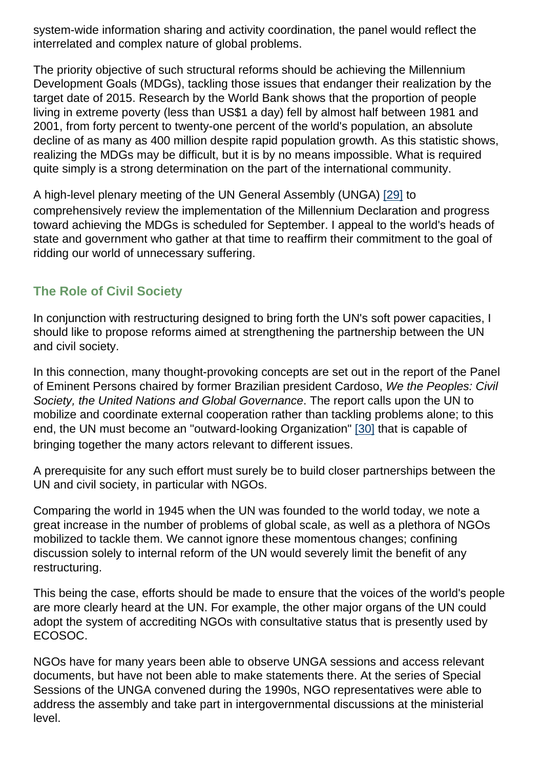system-wide information sharing and activity coordination, the panel would reflect the interrelated and complex nature of global problems.

The priority objective of such structural reforms should be achieving the Millennium Development Goals (MDGs), tackling those issues that endanger their realization by the target date of 2015. Research by the World Bank shows that the proportion of people living in extreme poverty (less than US$1 a day) fell by almost half between 1981 and 2001, from forty percent to twenty-one percent of the world's population, an absolute decline of as many as 400 million despite rapid population growth. As this statistic shows, realizing the MDGs may be difficult, but it is by no means impossible. What is required quite simply is a strong determination on the part of the international community.

A high-level plenary meeting of the UN General Assembly (UNGA) [29] to comprehensively review the implementation of the Millennium Declaration and progress toward achieving the MDGs is scheduled for September. I appeal to the world's heads of state and government who gather at that time to reaffirm their commitment to the goal of ridding our world of unnecessary suffering.

### The Role of Civil Society

In conjunction with restructuring designed to bring forth the UN's soft power capacities, I should like to propose reforms aimed at strengthening the partnership between the UN and civil society.

In this connection, many thought-provoking concepts are set out in the report of the Panel of Eminent Persons chaired by former Brazilian president Cardoso, *We the Peoples: Civil Society, the United Nations and Global Governance*. The report calls upon the UN to mobilize and coordinate external cooperation rather than tackling problems alone; to this end, the UN must become an "outward-looking Organization" [30] that is capable of bringing together the many actors relevant to different issues.

A prerequisite for any such effort must surely be to build closer partnerships between the UN and civil society, in particular with NGOs.

Comparing the world in 1945 when the UN was founded to the world today, we note a great increase in the number of problems of global scale, as well as a plethora of NGOs mobilized to tackle them. We cannot ignore these momentous changes; confining discussion solely to internal reform of the UN would severely limit the benefit of any restructuring.

This being the case, efforts should be made to ensure that the voices of the world's people are more clearly heard at the UN. For example, the other major organs of the UN could adopt the system of accrediting NGOs with consultative status that is presently used by ECOSOC.

NGOs have for many years been able to observe UNGA sessions and access relevant documents, but have not been able to make statements there. At the series of Special Sessions of the UNGA convened during the 1990s, NGO representatives were able to address the assembly and take part in intergovernmental discussions at the ministerial level.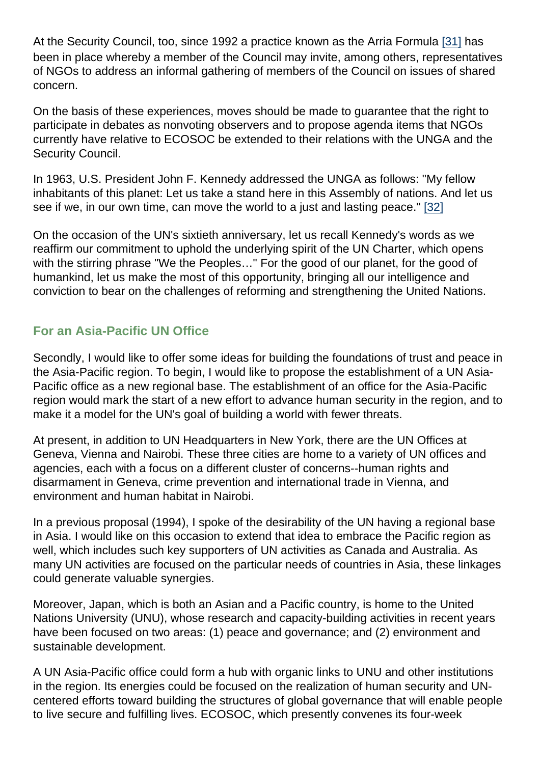At the Security Council, too, since 1992 a practice known as the Arria Formula [31] has been in place whereby a member of the Council may invite, among others, representatives of NGOs to address an informal gathering of members of the Council on issues of shared concern.

On the basis of these experiences, moves should be made to guarantee that the right to participate in debates as nonvoting observers and to propose agenda items that NGOs currently have relative to ECOSOC be extended to their relations with the UNGA and the Security Council.

In 1963, U.S. President John F. Kennedy addressed the UNGA as follows: "My fellow inhabitants of this planet: Let us take a stand here in this Assembly of nations. And let us see if we, in our own time, can move the world to a just and lasting peace." [32]

On the occasion of the UN's sixtieth anniversary, let us recall Kennedy's words as we reaffirm our commitment to uphold the underlying spirit of the UN Charter, which opens with the stirring phrase "We the Peoples…" For the good of our planet, for the good of humankind, let us make the most of this opportunity, bringing all our intelligence and conviction to bear on the challenges of reforming and strengthening the United Nations.

## For an Asia-Pacific UN Office

Secondly, I would like to offer some ideas for building the foundations of trust and peace in the Asia-Pacific region. To begin, I would like to propose the establishment of a UN Asia-Pacific office as a new regional base. The establishment of an office for the Asia-Pacific region would mark the start of a new effort to advance human security in the region, and to make it a model for the UN's goal of building a world with fewer threats.

At present, in addition to UN Headquarters in New York, there are the UN Offices at Geneva, Vienna and Nairobi. These three cities are home to a variety of UN offices and agencies, each with a focus on a different cluster of concerns--human rights and disarmament in Geneva, crime prevention and international trade in Vienna, and environment and human habitat in Nairobi.

In a previous proposal (1994), I spoke of the desirability of the UN having a regional base in Asia. I would like on this occasion to extend that idea to embrace the Pacific region as well, which includes such key supporters of UN activities as Canada and Australia. As many UN activities are focused on the particular needs of countries in Asia, these linkages could generate valuable synergies.

Moreover, Japan, which is both an Asian and a Pacific country, is home to the United Nations University (UNU), whose research and capacity-building activities in recent years have been focused on two areas: (1) peace and governance; and (2) environment and sustainable development.

A UN Asia-Pacific office could form a hub with organic links to UNU and other institutions in the region. Its energies could be focused on the realization of human security and UN-centered efforts toward building the structures of global governance that will enable people to live secure and fulfilling lives. ECOSOC, which presently convenes its four-week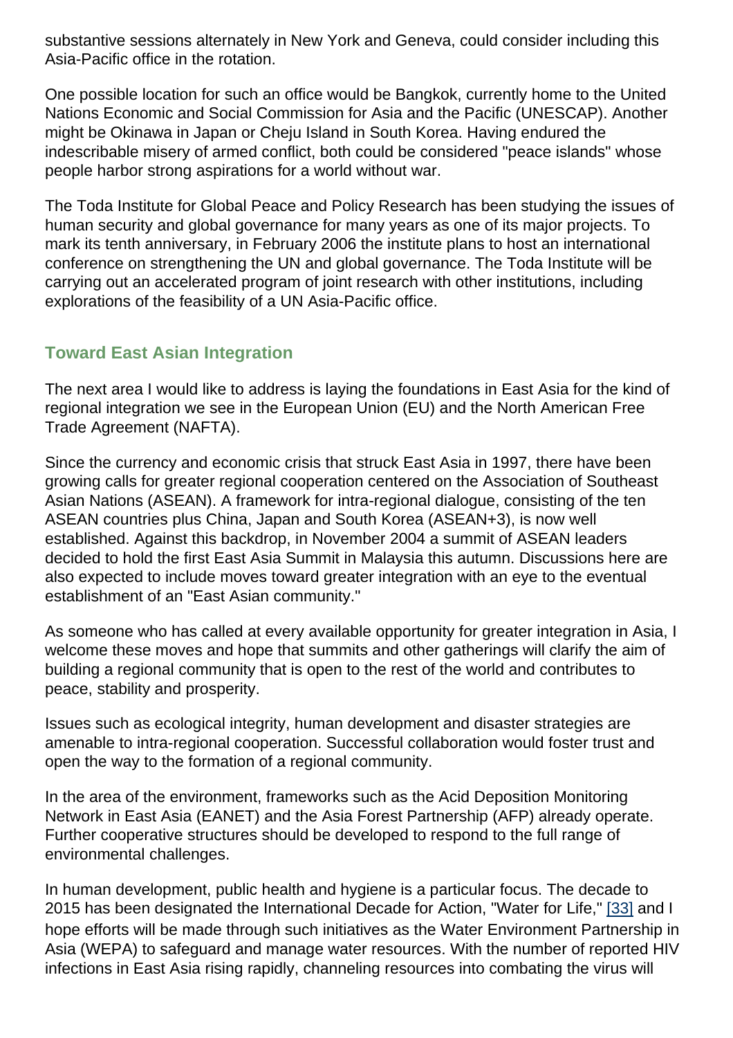substantive sessions alternately in New York and Geneva, could consider including this Asia-Pacific office in the rotation.

One possible location for such an office would be Bangkok, currently home to the United Nations Economic and Social Commission for Asia and the Pacific (UNESCAP). Another might be Okinawa in Japan or Cheju Island in South Korea. Having endured the indescribable misery of armed conflict, both could be considered "peace islands" whose people harbor strong aspirations for a world without war.

The Toda Institute for Global Peace and Policy Research has been studying the issues of human security and global governance for many years as one of its major projects. To mark its tenth anniversary, in February 2006 the institute plans to host an international conference on strengthening the UN and global governance. The Toda Institute will be carrying out an accelerated program of joint research with other institutions, including explorations of the feasibility of a UN Asia-Pacific office.

## Toward East Asian Integration

The next area I would like to address is laying the foundations in East Asia for the kind of regional integration we see in the European Union (EU) and the North American Free Trade Agreement (NAFTA).

Since the currency and economic crisis that struck East Asia in 1997, there have been growing calls for greater regional cooperation centered on the Association of Southeast Asian Nations (ASEAN). A framework for intra-regional dialogue, consisting of the ten ASEAN countries plus China, Japan and South Korea (ASEAN+3), is now well established. Against this backdrop, in November 2004 a summit of ASEAN leaders decided to hold the first East Asia Summit in Malaysia this autumn. Discussions here are also expected to include moves toward greater integration with an eye to the eventual establishment of an "East Asian community."

As someone who has called at every available opportunity for greater integration in Asia, I welcome these moves and hope that summits and other gatherings will clarify the aim of building a regional community that is open to the rest of the world and contributes to peace, stability and prosperity.

Issues such as ecological integrity, human development and disaster strategies are amenable to intra-regional cooperation. Successful collaboration would foster trust and open the way to the formation of a regional community.

In the area of the environment, frameworks such as the Acid Deposition Monitoring Network in East Asia (EANET) and the Asia Forest Partnership (AFP) already operate. Further cooperative structures should be developed to respond to the full range of environmental challenges.

In human development, public health and hygiene is a particular focus. The decade to 2015 has been designated the International Decade for Action, "Water for Life," [33] and I hope efforts will be made through such initiatives as the Water Environment Partnership in Asia (WEPA) to safeguard and manage water resources. With the number of reported HIV infections in East Asia rising rapidly, channeling resources into combating the virus will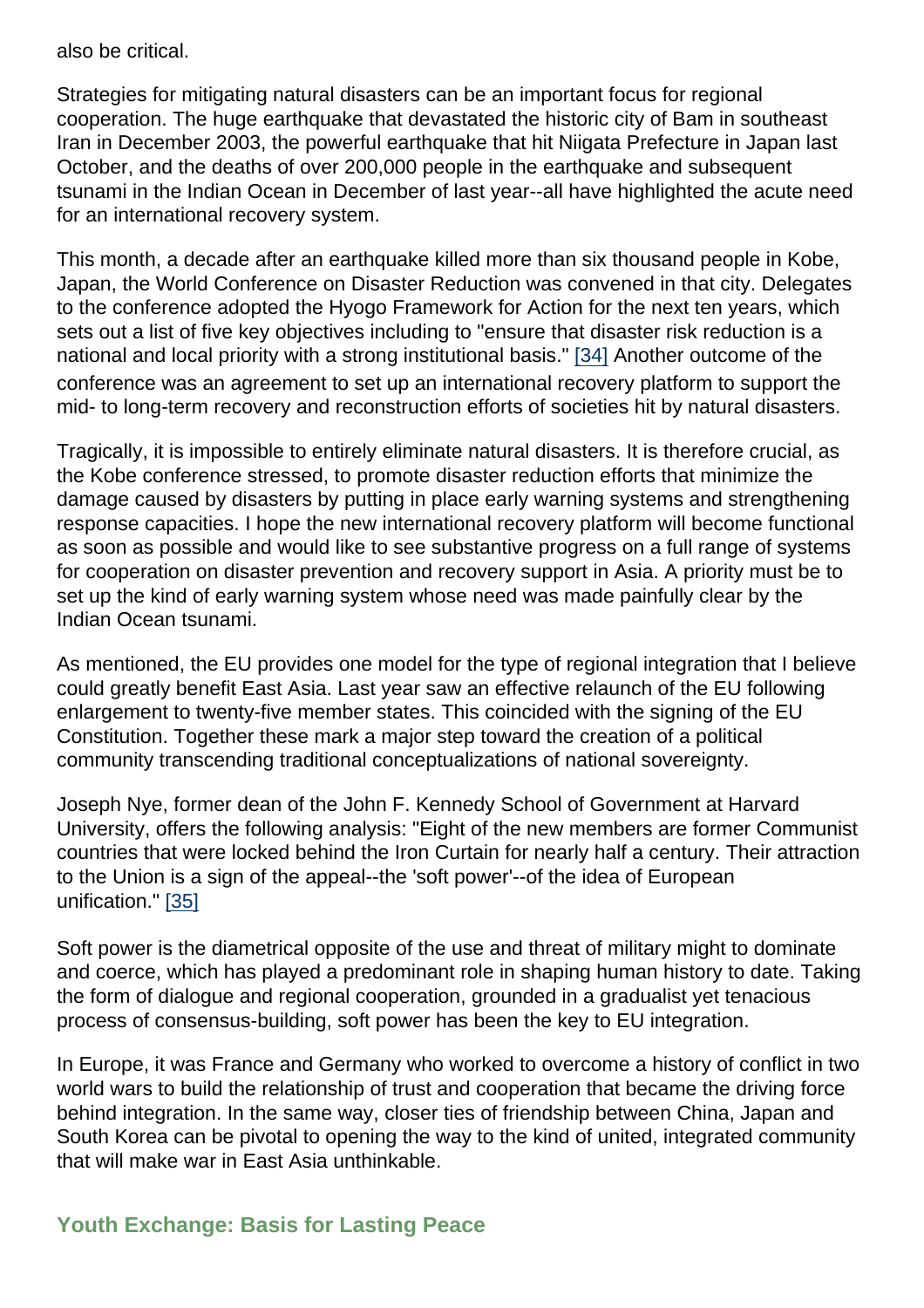also be critical.

Strategies for mitigating natural disasters can be an important focus for regional cooperation. The huge earthquake that devastated the historic city of Bam in southeast Iran in December 2003, the powerful earthquake that hit Niigata Prefecture in Japan last October, and the deaths of over 200,000 people in the earthquake and subsequent tsunami in the Indian Ocean in December of last year--all have highlighted the acute need for an international recovery system.

This month, a decade after an earthquake killed more than six thousand people in Kobe, Japan, the World Conference on Disaster Reduction was convened in that city. Delegates to the conference adopted the Hyogo Framework for Action for the next ten years, which sets out a list of five key objectives including to "ensure that disaster risk reduction is a national and local priority with a strong institutional basis." [34] Another outcome of the conference was an agreement to set up an international recovery platform to support the mid- to long-term recovery and reconstruction efforts of societies hit by natural disasters.

Tragically, it is impossible to entirely eliminate natural disasters. It is therefore crucial, as the Kobe conference stressed, to promote disaster reduction efforts that minimize the damage caused by disasters by putting in place early warning systems and strengthening response capacities. I hope the new international recovery platform will become functional as soon as possible and would like to see substantive progress on a full range of systems for cooperation on disaster prevention and recovery support in Asia. A priority must be to set up the kind of early warning system whose need was made painfully clear by the Indian Ocean tsunami.

As mentioned, the EU provides one model for the type of regional integration that I believe could greatly benefit East Asia. Last year saw an effective relaunch of the EU following enlargement to twenty-five member states. This coincided with the signing of the EU Constitution. Together these mark a major step toward the creation of a political community transcending traditional conceptualizations of national sovereignty.

Joseph Nye, former dean of the John F. Kennedy School of Government at Harvard University, offers the following analysis: "Eight of the new members are former Communist countries that were locked behind the Iron Curtain for nearly half a century. Their attraction to the Union is a sign of the appeal--the 'soft power'--of the idea of European unification." [35]

Soft power is the diametrical opposite of the use and threat of military might to dominate and coerce, which has played a predominant role in shaping human history to date. Taking the form of dialogue and regional cooperation, grounded in a gradualist yet tenacious process of consensus-building, soft power has been the key to EU integration.

In Europe, it was France and Germany who worked to overcome a history of conflict in two world wars to build the relationship of trust and cooperation that became the driving force behind integration. In the same way, closer ties of friendship between China, Japan and South Korea can be pivotal to opening the way to the kind of united, integrated community that will make war in East Asia unthinkable.

## Youth Exchange: Basis for Lasting Peace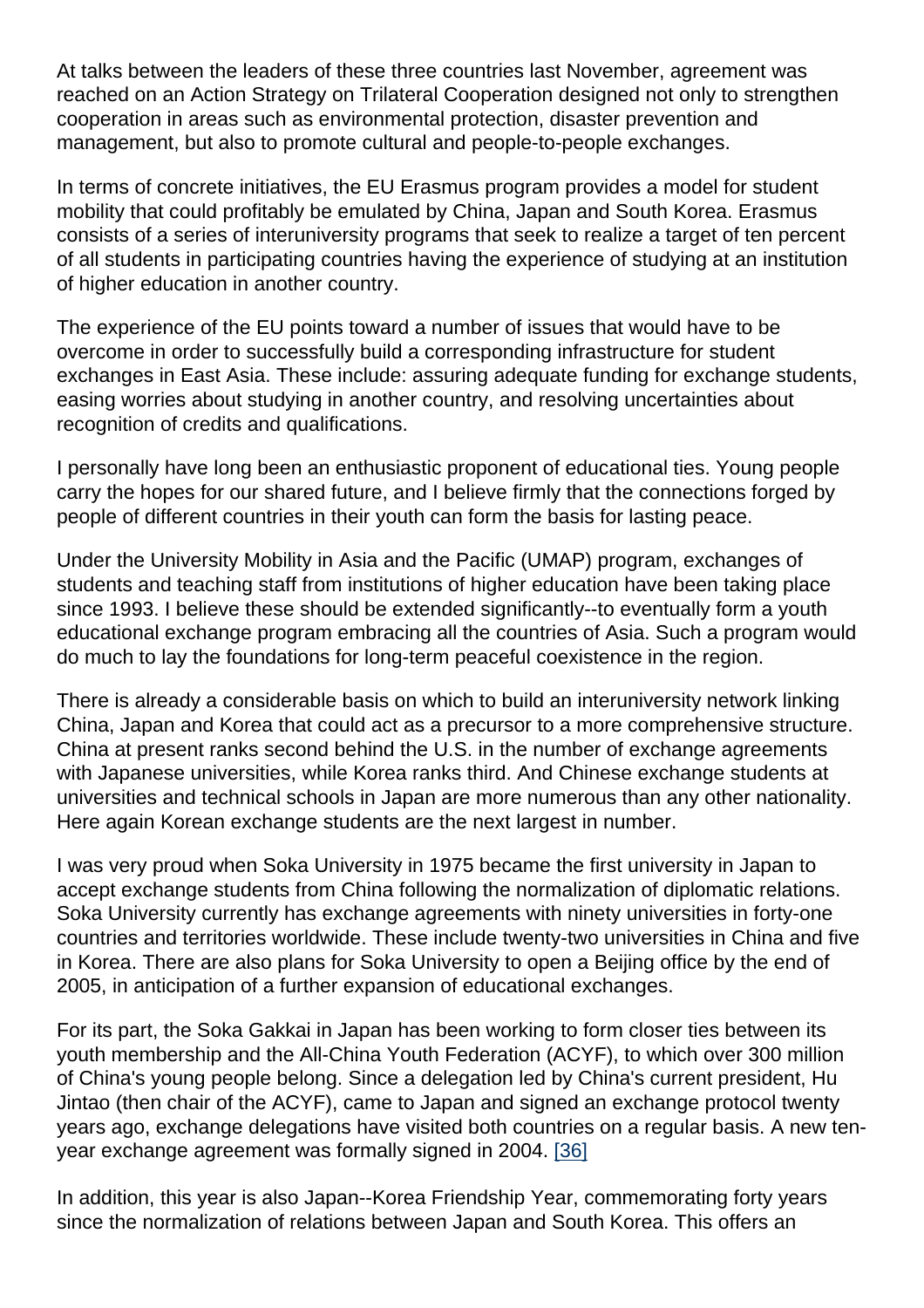At talks between the leaders of these three countries last November, agreement was reached on an Action Strategy on Trilateral Cooperation designed not only to strengthen cooperation in areas such as environmental protection, disaster prevention and management, but also to promote cultural and people-to-people exchanges.

In terms of concrete initiatives, the EU Erasmus program provides a model for student mobility that could profitably be emulated by China, Japan and South Korea. Erasmus consists of a series of interuniversity programs that seek to realize a target of ten percent of all students in participating countries having the experience of studying at an institution of higher education in another country.

The experience of the EU points toward a number of issues that would have to be overcome in order to successfully build a corresponding infrastructure for student exchanges in East Asia. These include: assuring adequate funding for exchange students, easing worries about studying in another country, and resolving uncertainties about recognition of credits and qualifications.

I personally have long been an enthusiastic proponent of educational ties. Young people carry the hopes for our shared future, and I believe firmly that the connections forged by people of different countries in their youth can form the basis for lasting peace.

Under the University Mobility in Asia and the Pacific (UMAP) program, exchanges of students and teaching staff from institutions of higher education have been taking place since 1993. I believe these should be extended significantly--to eventually form a youth educational exchange program embracing all the countries of Asia. Such a program would do much to lay the foundations for long-term peaceful coexistence in the region.

There is already a considerable basis on which to build an interuniversity network linking China, Japan and Korea that could act as a precursor to a more comprehensive structure. China at present ranks second behind the U.S. in the number of exchange agreements with Japanese universities, while Korea ranks third. And Chinese exchange students at universities and technical schools in Japan are more numerous than any other nationality. Here again Korean exchange students are the next largest in number.

I was very proud when Soka University in 1975 became the first university in Japan to accept exchange students from China following the normalization of diplomatic relations. Soka University currently has exchange agreements with ninety universities in forty-one countries and territories worldwide. These include twenty-two universities in China and five in Korea. There are also plans for Soka University to open a Beijing office by the end of 2005, in anticipation of a further expansion of educational exchanges.

For its part, the Soka Gakkai in Japan has been working to form closer ties between its youth membership and the All-China Youth Federation (ACYF), to which over 300 million of China's young people belong. Since a delegation led by China's current president, Hu Jintao (then chair of the ACYF), came to Japan and signed an exchange protocol twenty years ago, exchange delegations have visited both countries on a regular basis. A new ten-year exchange agreement was formally signed in 2004. [36]

In addition, this year is also Japan--Korea Friendship Year, commemorating forty years since the normalization of relations between Japan and South Korea. This offers an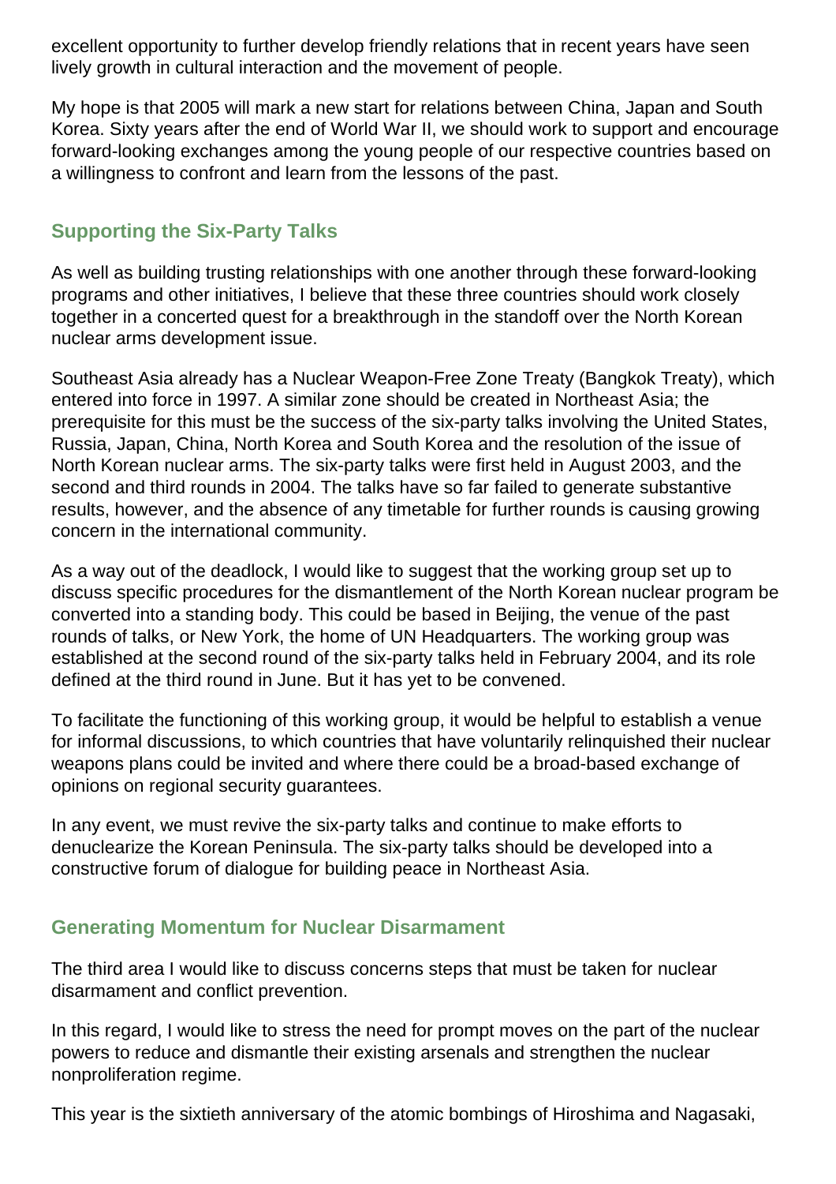excellent opportunity to further develop friendly relations that in recent years have seen lively growth in cultural interaction and the movement of people.

My hope is that 2005 will mark a new start for relations between China, Japan and South Korea. Sixty years after the end of World War II, we should work to support and encourage forward-looking exchanges among the young people of our respective countries based on a willingness to confront and learn from the lessons of the past.

### Supporting the Six-Party Talks

As well as building trusting relationships with one another through these forward-looking programs and other initiatives, I believe that these three countries should work closely together in a concerted quest for a breakthrough in the standoff over the North Korean nuclear arms development issue.

Southeast Asia already has a Nuclear Weapon-Free Zone Treaty (Bangkok Treaty), which entered into force in 1997. A similar zone should be created in Northeast Asia; the prerequisite for this must be the success of the six-party talks involving the United States, Russia, Japan, China, North Korea and South Korea and the resolution of the issue of North Korean nuclear arms. The six-party talks were first held in August 2003, and the second and third rounds in 2004. The talks have so far failed to generate substantive results, however, and the absence of any timetable for further rounds is causing growing concern in the international community.

As a way out of the deadlock, I would like to suggest that the working group set up to discuss specific procedures for the dismantlement of the North Korean nuclear program be converted into a standing body. This could be based in Beijing, the venue of the past rounds of talks, or New York, the home of UN Headquarters. The working group was established at the second round of the six-party talks held in February 2004, and its role defined at the third round in June. But it has yet to be convened.

To facilitate the functioning of this working group, it would be helpful to establish a venue for informal discussions, to which countries that have voluntarily relinquished their nuclear weapons plans could be invited and where there could be a broad-based exchange of opinions on regional security guarantees.

In any event, we must revive the six-party talks and continue to make efforts to denuclearize the Korean Peninsula. The six-party talks should be developed into a constructive forum of dialogue for building peace in Northeast Asia.

### Generating Momentum for Nuclear Disarmament

The third area I would like to discuss concerns steps that must be taken for nuclear disarmament and conflict prevention.

In this regard, I would like to stress the need for prompt moves on the part of the nuclear powers to reduce and dismantle their existing arsenals and strengthen the nuclear nonproliferation regime.

This year is the sixtieth anniversary of the atomic bombings of Hiroshima and Nagasaki,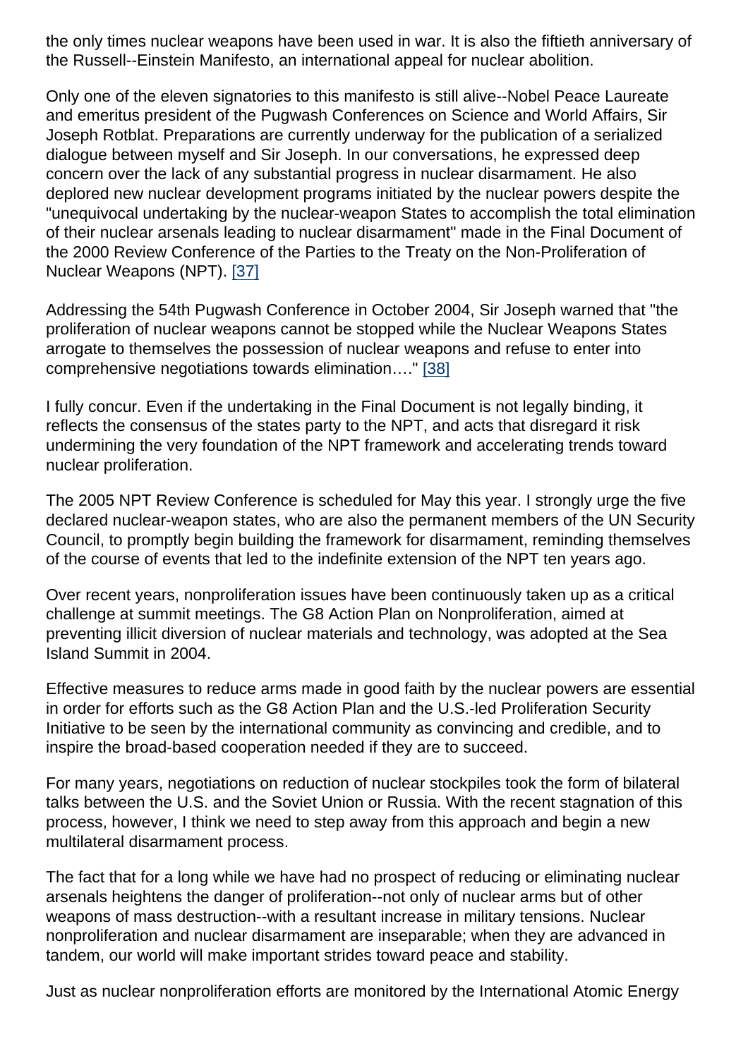the only times nuclear weapons have been used in war. It is also the fiftieth anniversary of the Russell--Einstein Manifesto, an international appeal for nuclear abolition.

Only one of the eleven signatories to this manifesto is still alive--Nobel Peace Laureate and emeritus president of the Pugwash Conferences on Science and World Affairs, Sir Joseph Rotblat. Preparations are currently underway for the publication of a serialized dialogue between myself and Sir Joseph. In our conversations, he expressed deep concern over the lack of any substantial progress in nuclear disarmament. He also deplored new nuclear development programs initiated by the nuclear powers despite the "unequivocal undertaking by the nuclear-weapon States to accomplish the total elimination of their nuclear arsenals leading to nuclear disarmament" made in the Final Document of the 2000 Review Conference of the Parties to the Treaty on the Non-Proliferation of Nuclear Weapons (NPT). [37]

Addressing the 54th Pugwash Conference in October 2004, Sir Joseph warned that "the proliferation of nuclear weapons cannot be stopped while the Nuclear Weapons States arrogate to themselves the possession of nuclear weapons and refuse to enter into comprehensive negotiations towards elimination…." [38]

I fully concur. Even if the undertaking in the Final Document is not legally binding, it reflects the consensus of the states party to the NPT, and acts that disregard it risk undermining the very foundation of the NPT framework and accelerating trends toward nuclear proliferation.

The 2005 NPT Review Conference is scheduled for May this year. I strongly urge the five declared nuclear-weapon states, who are also the permanent members of the UN Security Council, to promptly begin building the framework for disarmament, reminding themselves of the course of events that led to the indefinite extension of the NPT ten years ago.

Over recent years, nonproliferation issues have been continuously taken up as a critical challenge at summit meetings. The G8 Action Plan on Nonproliferation, aimed at preventing illicit diversion of nuclear materials and technology, was adopted at the Sea Island Summit in 2004.

Effective measures to reduce arms made in good faith by the nuclear powers are essential in order for efforts such as the G8 Action Plan and the U.S.-led Proliferation Security Initiative to be seen by the international community as convincing and credible, and to inspire the broad-based cooperation needed if they are to succeed.

For many years, negotiations on reduction of nuclear stockpiles took the form of bilateral talks between the U.S. and the Soviet Union or Russia. With the recent stagnation of this process, however, I think we need to step away from this approach and begin a new multilateral disarmament process.

The fact that for a long while we have had no prospect of reducing or eliminating nuclear arsenals heightens the danger of proliferation--not only of nuclear arms but of other weapons of mass destruction--with a resultant increase in military tensions. Nuclear nonproliferation and nuclear disarmament are inseparable; when they are advanced in tandem, our world will make important strides toward peace and stability.

Just as nuclear nonproliferation efforts are monitored by the International Atomic Energy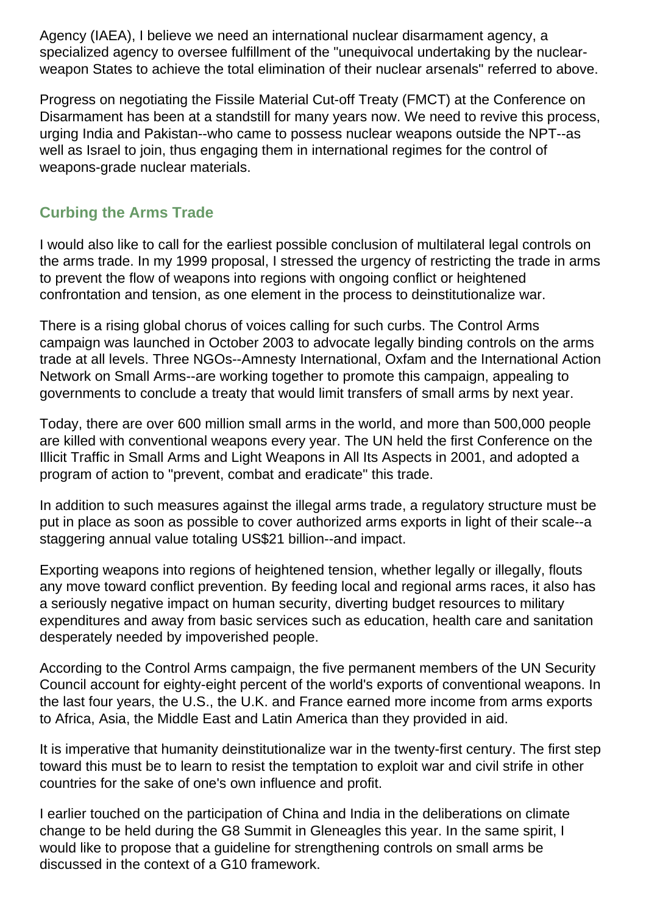Agency (IAEA), I believe we need an international nuclear disarmament agency, a specialized agency to oversee fulfillment of the "unequivocal undertaking by the nuclear-weapon States to achieve the total elimination of their nuclear arsenals" referred to above.

Progress on negotiating the Fissile Material Cut-off Treaty (FMCT) at the Conference on Disarmament has been at a standstill for many years now. We need to revive this process, urging India and Pakistan--who came to possess nuclear weapons outside the NPT--as well as Israel to join, thus engaging them in international regimes for the control of weapons-grade nuclear materials.

### Curbing the Arms Trade

I would also like to call for the earliest possible conclusion of multilateral legal controls on the arms trade. In my 1999 proposal, I stressed the urgency of restricting the trade in arms to prevent the flow of weapons into regions with ongoing conflict or heightened confrontation and tension, as one element in the process to deinstitutionalize war.

There is a rising global chorus of voices calling for such curbs. The Control Arms campaign was launched in October 2003 to advocate legally binding controls on the arms trade at all levels. Three NGOs--Amnesty International, Oxfam and the International Action Network on Small Arms--are working together to promote this campaign, appealing to governments to conclude a treaty that would limit transfers of small arms by next year.

Today, there are over 600 million small arms in the world, and more than 500,000 people are killed with conventional weapons every year. The UN held the first Conference on the Illicit Traffic in Small Arms and Light Weapons in All Its Aspects in 2001, and adopted a program of action to "prevent, combat and eradicate" this trade.

In addition to such measures against the illegal arms trade, a regulatory structure must be put in place as soon as possible to cover authorized arms exports in light of their scale--a staggering annual value totaling US$21 billion--and impact.

Exporting weapons into regions of heightened tension, whether legally or illegally, flouts any move toward conflict prevention. By feeding local and regional arms races, it also has a seriously negative impact on human security, diverting budget resources to military expenditures and away from basic services such as education, health care and sanitation desperately needed by impoverished people.

According to the Control Arms campaign, the five permanent members of the UN Security Council account for eighty-eight percent of the world's exports of conventional weapons. In the last four years, the U.S., the U.K. and France earned more income from arms exports to Africa, Asia, the Middle East and Latin America than they provided in aid.

It is imperative that humanity deinstitutionalize war in the twenty-first century. The first step toward this must be to learn to resist the temptation to exploit war and civil strife in other countries for the sake of one's own influence and profit.

I earlier touched on the participation of China and India in the deliberations on climate change to be held during the G8 Summit in Gleneagles this year. In the same spirit, I would like to propose that a guideline for strengthening controls on small arms be discussed in the context of a G10 framework.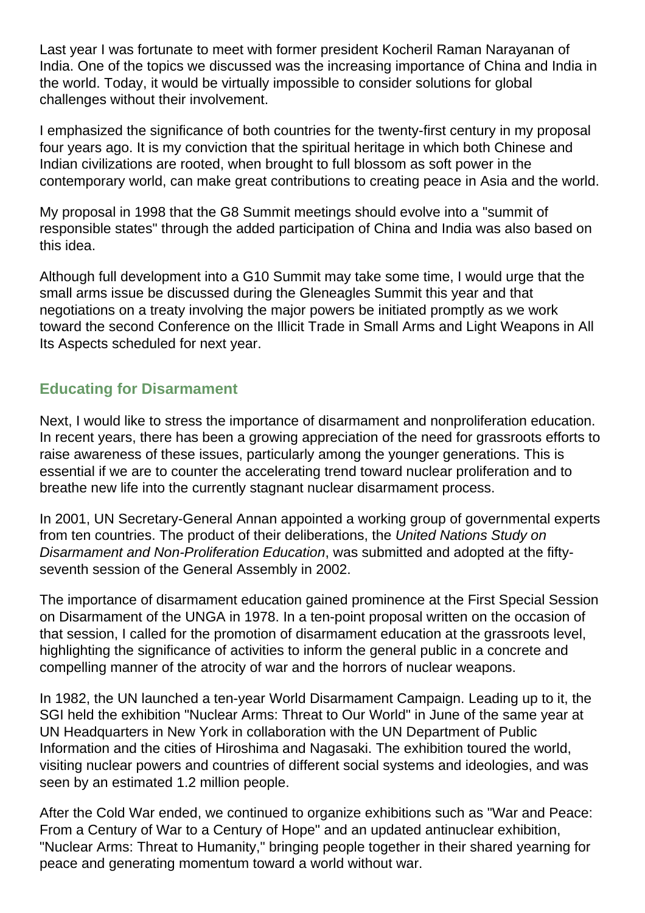Last year I was fortunate to meet with former president Kocheril Raman Narayanan of India. One of the topics we discussed was the increasing importance of China and India in the world. Today, it would be virtually impossible to consider solutions for global challenges without their involvement.

I emphasized the significance of both countries for the twenty-first century in my proposal four years ago. It is my conviction that the spiritual heritage in which both Chinese and Indian civilizations are rooted, when brought to full blossom as soft power in the contemporary world, can make great contributions to creating peace in Asia and the world.

My proposal in 1998 that the G8 Summit meetings should evolve into a "summit of responsible states" through the added participation of China and India was also based on this idea.

Although full development into a G10 Summit may take some time, I would urge that the small arms issue be discussed during the Gleneagles Summit this year and that negotiations on a treaty involving the major powers be initiated promptly as we work toward the second Conference on the Illicit Trade in Small Arms and Light Weapons in All Its Aspects scheduled for next year.

## Educating for Disarmament

Next, I would like to stress the importance of disarmament and nonproliferation education. In recent years, there has been a growing appreciation of the need for grassroots efforts to raise awareness of these issues, particularly among the younger generations. This is essential if we are to counter the accelerating trend toward nuclear proliferation and to breathe new life into the currently stagnant nuclear disarmament process.

In 2001, UN Secretary-General Annan appointed a working group of governmental experts from ten countries. The product of their deliberations, the *United Nations Study on Disarmament and Non-Proliferation Education*, was submitted and adopted at the fifty-seventh session of the General Assembly in 2002.

The importance of disarmament education gained prominence at the First Special Session on Disarmament of the UNGA in 1978. In a ten-point proposal written on the occasion of that session, I called for the promotion of disarmament education at the grassroots level, highlighting the significance of activities to inform the general public in a concrete and compelling manner of the atrocity of war and the horrors of nuclear weapons.

In 1982, the UN launched a ten-year World Disarmament Campaign. Leading up to it, the SGI held the exhibition "Nuclear Arms: Threat to Our World" in June of the same year at UN Headquarters in New York in collaboration with the UN Department of Public Information and the cities of Hiroshima and Nagasaki. The exhibition toured the world, visiting nuclear powers and countries of different social systems and ideologies, and was seen by an estimated 1.2 million people.

After the Cold War ended, we continued to organize exhibitions such as "War and Peace: From a Century of War to a Century of Hope" and an updated antinuclear exhibition, "Nuclear Arms: Threat to Humanity," bringing people together in their shared yearning for peace and generating momentum toward a world without war.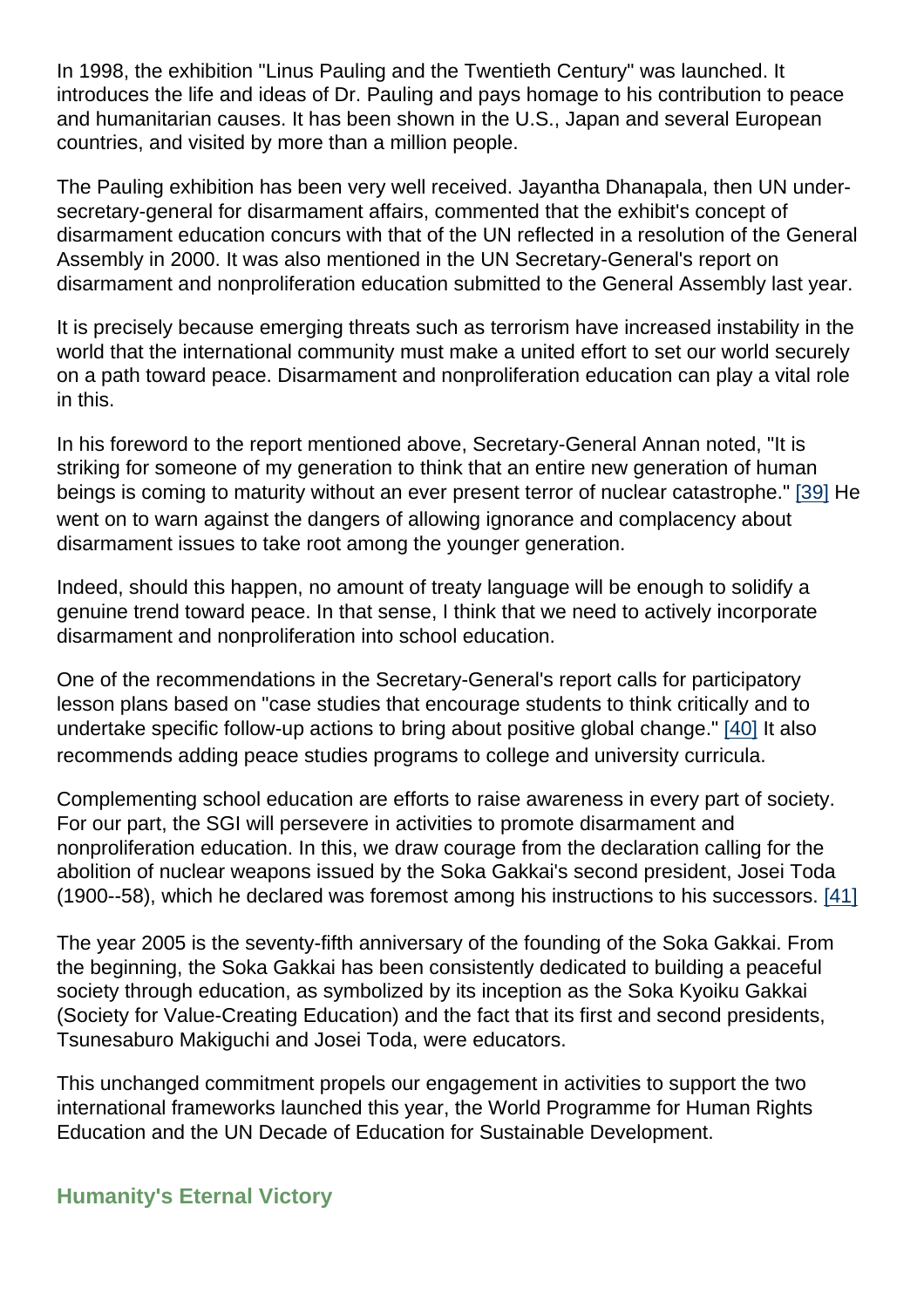In 1998, the exhibition "Linus Pauling and the Twentieth Century" was launched. It introduces the life and ideas of Dr. Pauling and pays homage to his contribution to peace and humanitarian causes. It has been shown in the U.S., Japan and several European countries, and visited by more than a million people.

The Pauling exhibition has been very well received. Jayantha Dhanapala, then UN under-secretary-general for disarmament affairs, commented that the exhibit's concept of disarmament education concurs with that of the UN reflected in a resolution of the General Assembly in 2000. It was also mentioned in the UN Secretary-General's report on disarmament and nonproliferation education submitted to the General Assembly last year.

It is precisely because emerging threats such as terrorism have increased instability in the world that the international community must make a united effort to set our world securely on a path toward peace. Disarmament and nonproliferation education can play a vital role in this.

In his foreword to the report mentioned above, Secretary-General Annan noted, "It is striking for someone of my generation to think that an entire new generation of human beings is coming to maturity without an ever present terror of nuclear catastrophe." [39] He went on to warn against the dangers of allowing ignorance and complacency about disarmament issues to take root among the younger generation.

Indeed, should this happen, no amount of treaty language will be enough to solidify a genuine trend toward peace. In that sense, I think that we need to actively incorporate disarmament and nonproliferation into school education.

One of the recommendations in the Secretary-General's report calls for participatory lesson plans based on "case studies that encourage students to think critically and to undertake specific follow-up actions to bring about positive global change." [40] It also recommends adding peace studies programs to college and university curricula.

Complementing school education are efforts to raise awareness in every part of society. For our part, the SGI will persevere in activities to promote disarmament and nonproliferation education. In this, we draw courage from the declaration calling for the abolition of nuclear weapons issued by the Soka Gakkai's second president, Josei Toda (1900--58), which he declared was foremost among his instructions to his successors. [41]

The year 2005 is the seventy-fifth anniversary of the founding of the Soka Gakkai. From the beginning, the Soka Gakkai has been consistently dedicated to building a peaceful society through education, as symbolized by its inception as the Soka Kyoiku Gakkai (Society for Value-Creating Education) and the fact that its first and second presidents, Tsunesaburo Makiguchi and Josei Toda, were educators.

This unchanged commitment propels our engagement in activities to support the two international frameworks launched this year, the World Programme for Human Rights Education and the UN Decade of Education for Sustainable Development.

## Humanity's Eternal Victory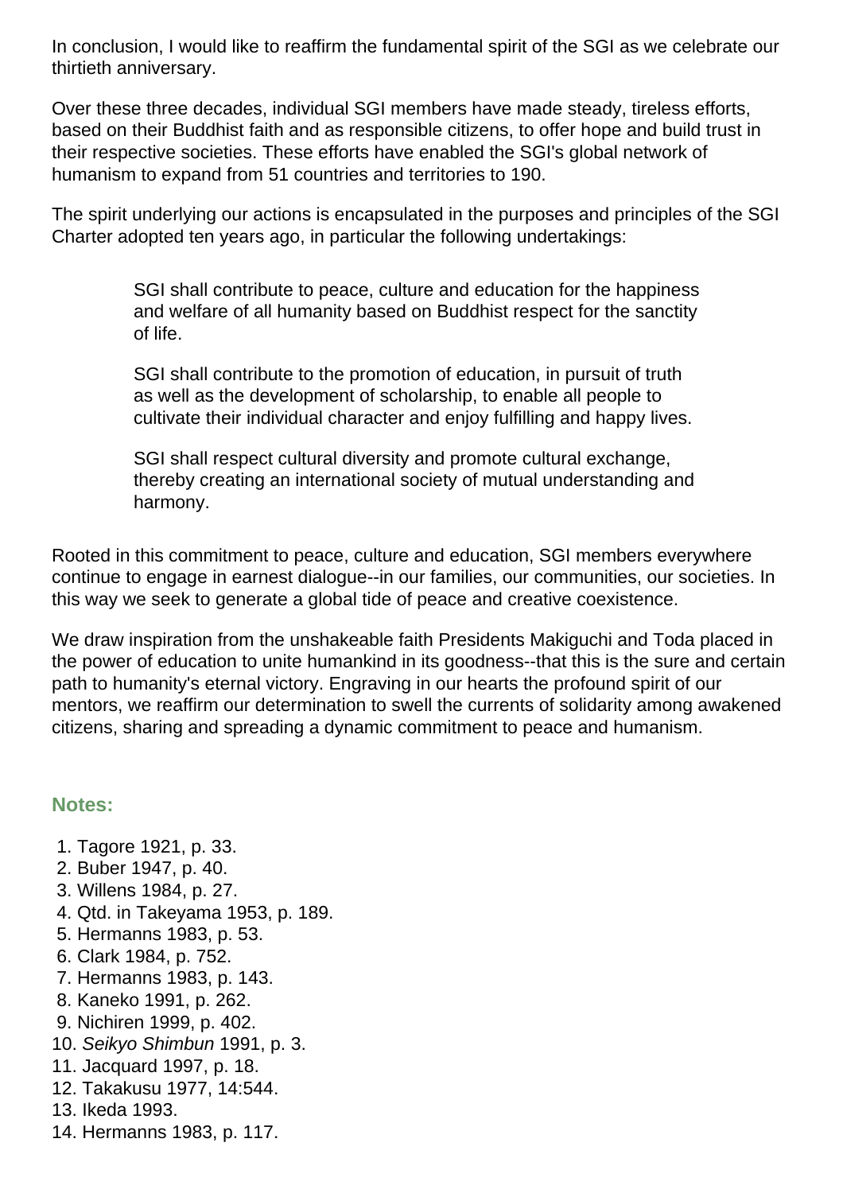In conclusion, I would like to reaffirm the fundamental spirit of the SGI as we celebrate our thirtieth anniversary.

Over these three decades, individual SGI members have made steady, tireless efforts, based on their Buddhist faith and as responsible citizens, to offer hope and build trust in their respective societies. These efforts have enabled the SGI's global network of humanism to expand from 51 countries and territories to 190.

The spirit underlying our actions is encapsulated in the purposes and principles of the SGI Charter adopted ten years ago, in particular the following undertakings:

> SGI shall contribute to peace, culture and education for the happiness and welfare of all humanity based on Buddhist respect for the sanctity of life.
>
> SGI shall contribute to the promotion of education, in pursuit of truth as well as the development of scholarship, to enable all people to cultivate their individual character and enjoy fulfilling and happy lives.
>
> SGI shall respect cultural diversity and promote cultural exchange, thereby creating an international society of mutual understanding and harmony.

Rooted in this commitment to peace, culture and education, SGI members everywhere continue to engage in earnest dialogue--in our families, our communities, our societies. In this way we seek to generate a global tide of peace and creative coexistence.

We draw inspiration from the unshakeable faith Presidents Makiguchi and Toda placed in the power of education to unite humankind in its goodness--that this is the sure and certain path to humanity's eternal victory. Engraving in our hearts the profound spirit of our mentors, we reaffirm our determination to swell the currents of solidarity among awakened citizens, sharing and spreading a dynamic commitment to peace and humanism.

### Notes:

1. Tagore 1921, p. 33.
2. Buber 1947, p. 40.
3. Willens 1984, p. 27.
4. Qtd. in Takeyama 1953, p. 189.
5. Hermanns 1983, p. 53.
6. Clark 1984, p. 752.
7. Hermanns 1983, p. 143.
8. Kaneko 1991, p. 262.
9. Nichiren 1999, p. 402.
10. *Seikyo Shimbun* 1991, p. 3.
11. Jacquard 1997, p. 18.
12. Takakusu 1977, 14:544.
13. Ikeda 1993.
14. Hermanns 1983, p. 117.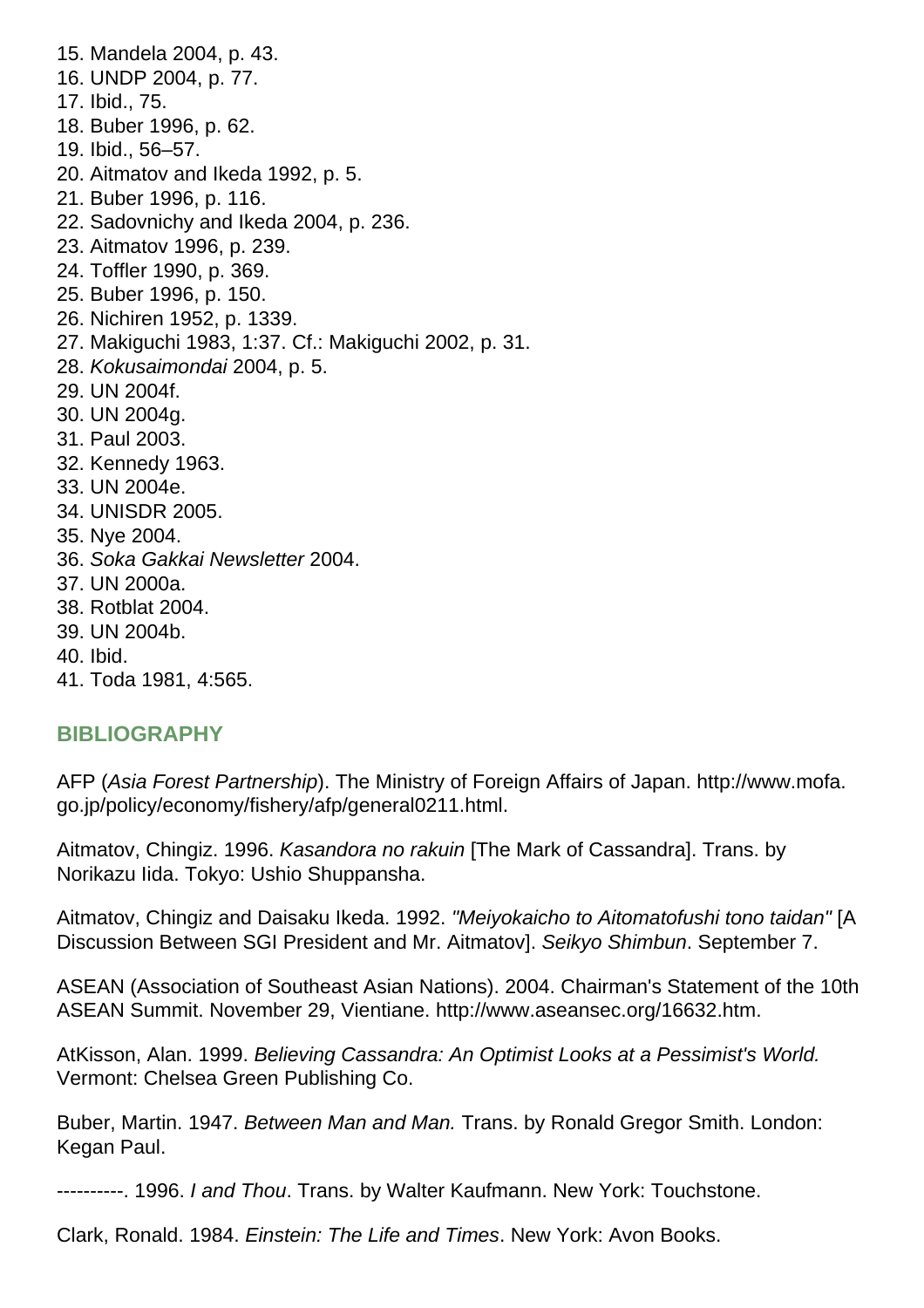15. Mandela 2004, p. 43.
16. UNDP 2004, p. 77.
17. Ibid., 75.
18. Buber 1996, p. 62.
19. Ibid., 56–57.
20. Aitmatov and Ikeda 1992, p. 5.
21. Buber 1996, p. 116.
22. Sadovnichy and Ikeda 2004, p. 236.
23. Aitmatov 1996, p. 239.
24. Toffler 1990, p. 369.
25. Buber 1996, p. 150.
26. Nichiren 1952, p. 1339.
27. Makiguchi 1983, 1:37. Cf.: Makiguchi 2002, p. 31.
28. *Kokusaimondai* 2004, p. 5.
29. UN 2004f.
30. UN 2004g.
31. Paul 2003.
32. Kennedy 1963.
33. UN 2004e.
34. UNISDR 2005.
35. Nye 2004.
36. *Soka Gakkai Newsletter* 2004.
37. UN 2000a.
38. Rotblat 2004.
39. UN 2004b.
40. Ibid.
41. Toda 1981, 4:565.

## BIBLIOGRAPHY

AFP (*Asia Forest Partnership*). The Ministry of Foreign Affairs of Japan. http://www.mofa.go.jp/policy/economy/fishery/afp/general0211.html.

Aitmatov, Chingiz. 1996. *Kasandora no rakuin* [The Mark of Cassandra]. Trans. by Norikazu Iida. Tokyo: Ushio Shuppansha.

Aitmatov, Chingiz and Daisaku Ikeda. 1992. *"Meiyokaicho to Aitomatofushi tono taidan"* [A Discussion Between SGI President and Mr. Aitmatov]. *Seikyo Shimbun*. September 7.

ASEAN (Association of Southeast Asian Nations). 2004. Chairman's Statement of the 10th ASEAN Summit. November 29, Vientiane. http://www.aseansec.org/16632.htm.

AtKisson, Alan. 1999. *Believing Cassandra: An Optimist Looks at a Pessimist's World.* Vermont: Chelsea Green Publishing Co.

Buber, Martin. 1947. *Between Man and Man.* Trans. by Ronald Gregor Smith. London: Kegan Paul.

----------. 1996. *I and Thou*. Trans. by Walter Kaufmann. New York: Touchstone.

Clark, Ronald. 1984. *Einstein: The Life and Times*. New York: Avon Books.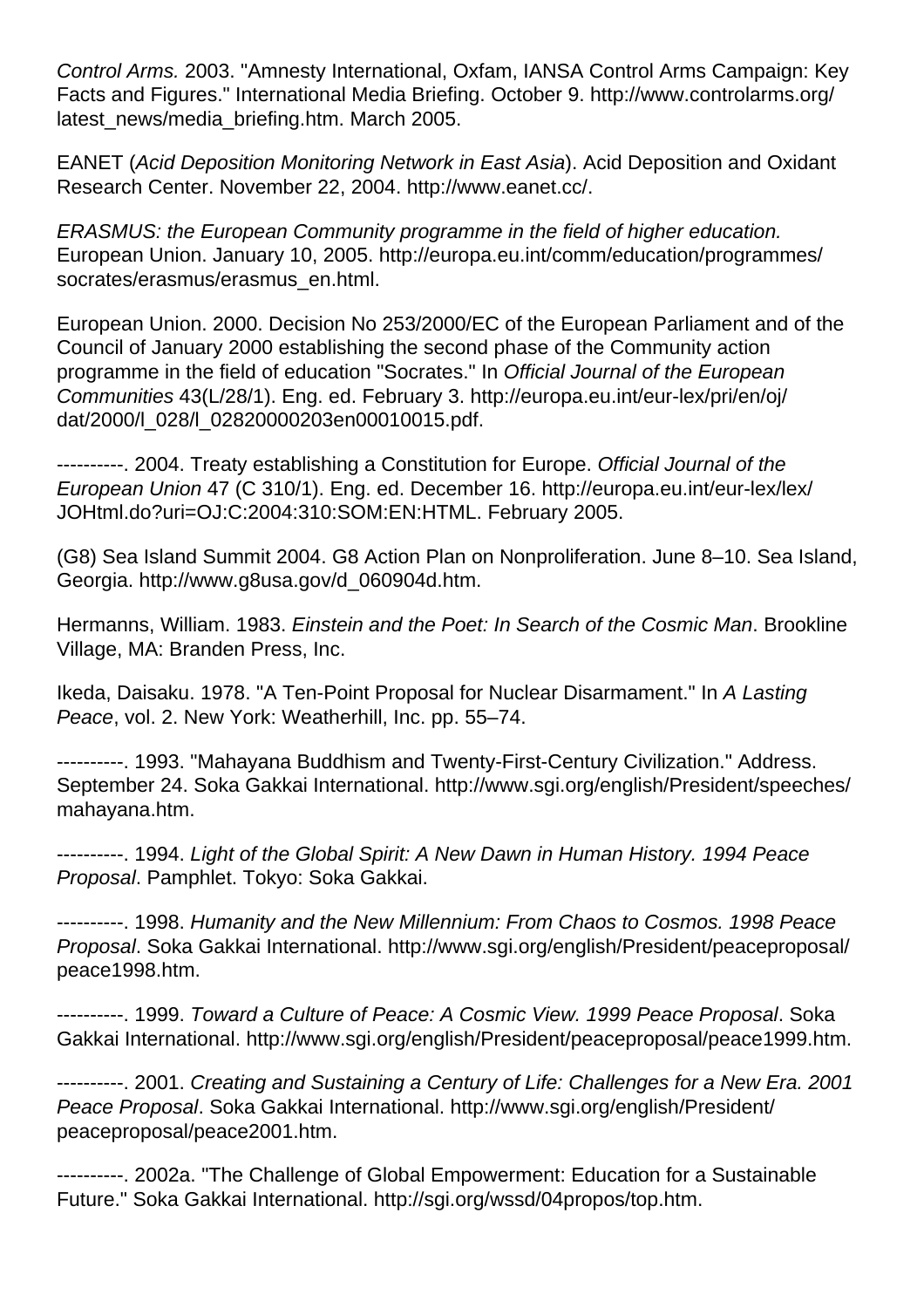*Control Arms.* 2003. "Amnesty International, Oxfam, IANSA Control Arms Campaign: Key Facts and Figures." International Media Briefing. October 9. http://www.controlarms.org/latest_news/media_briefing.htm. March 2005.

EANET (*Acid Deposition Monitoring Network in East Asia*). Acid Deposition and Oxidant Research Center. November 22, 2004. http://www.eanet.cc/.

*ERASMUS: the European Community programme in the field of higher education.* European Union. January 10, 2005. http://europa.eu.int/comm/education/programmes/socrates/erasmus/erasmus_en.html.

European Union. 2000. Decision No 253/2000/EC of the European Parliament and of the Council of January 2000 establishing the second phase of the Community action programme in the field of education "Socrates." In *Official Journal of the European Communities* 43(L/28/1). Eng. ed. February 3. http://europa.eu.int/eur-lex/pri/en/oj/dat/2000/l_028/l_02820000203en00010015.pdf.

----------. 2004. Treaty establishing a Constitution for Europe. *Official Journal of the European Union* 47 (C 310/1). Eng. ed. December 16. http://europa.eu.int/eur-lex/lex/JOHtml.do?uri=OJ:C:2004:310:SOM:EN:HTML. February 2005.

(G8) Sea Island Summit 2004. G8 Action Plan on Nonproliferation. June 8–10. Sea Island, Georgia. http://www.g8usa.gov/d_060904d.htm.

Hermanns, William. 1983. *Einstein and the Poet: In Search of the Cosmic Man*. Brookline Village, MA: Branden Press, Inc.

Ikeda, Daisaku. 1978. "A Ten-Point Proposal for Nuclear Disarmament." In *A Lasting Peace*, vol. 2. New York: Weatherhill, Inc. pp. 55–74.

----------. 1993. "Mahayana Buddhism and Twenty-First-Century Civilization." Address. September 24. Soka Gakkai International. http://www.sgi.org/english/President/speeches/mahayana.htm.

----------. 1994. *Light of the Global Spirit: A New Dawn in Human History. 1994 Peace Proposal*. Pamphlet. Tokyo: Soka Gakkai.

----------. 1998. *Humanity and the New Millennium: From Chaos to Cosmos. 1998 Peace Proposal*. Soka Gakkai International. http://www.sgi.org/english/President/peaceproposal/peace1998.htm.

----------. 1999. *Toward a Culture of Peace: A Cosmic View. 1999 Peace Proposal*. Soka Gakkai International. http://www.sgi.org/english/President/peaceproposal/peace1999.htm.

----------. 2001. *Creating and Sustaining a Century of Life: Challenges for a New Era. 2001 Peace Proposal*. Soka Gakkai International. http://www.sgi.org/english/President/peaceproposal/peace2001.htm.

----------. 2002a. "The Challenge of Global Empowerment: Education for a Sustainable Future." Soka Gakkai International. http://sgi.org/wssd/04propos/top.htm.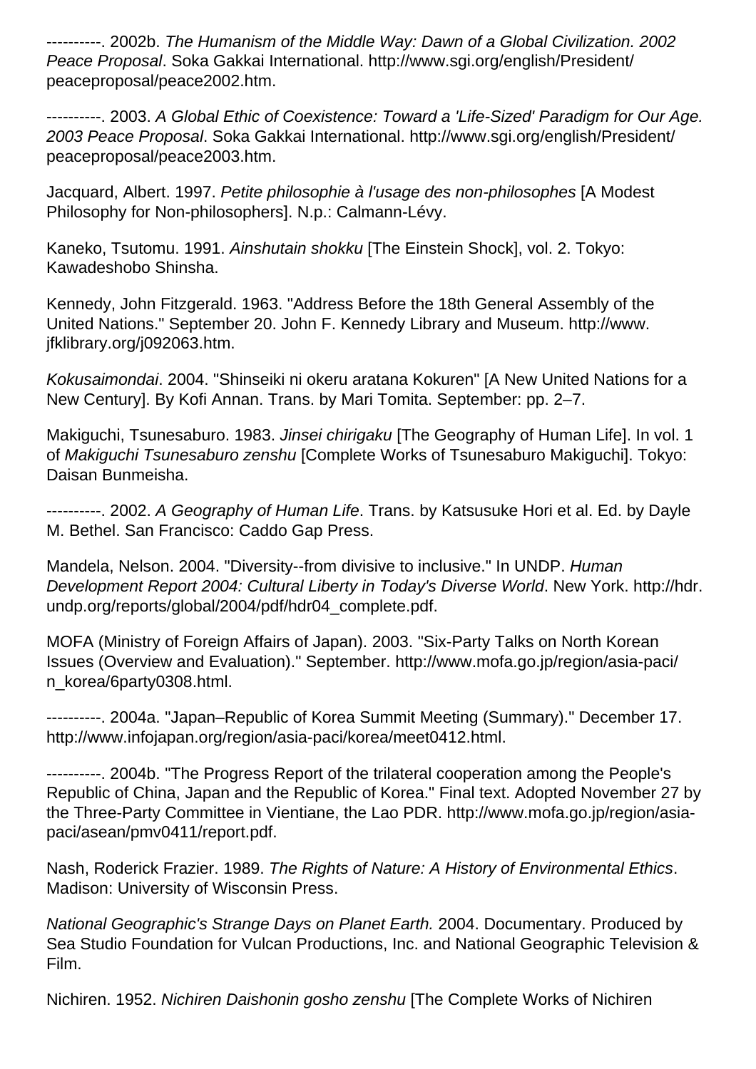----------. 2002b. *The Humanism of the Middle Way: Dawn of a Global Civilization. 2002 Peace Proposal*. Soka Gakkai International. http://www.sgi.org/english/President/peaceproposal/peace2002.htm.

----------. 2003. *A Global Ethic of Coexistence: Toward a 'Life-Sized' Paradigm for Our Age. 2003 Peace Proposal*. Soka Gakkai International. http://www.sgi.org/english/President/peaceproposal/peace2003.htm.

Jacquard, Albert. 1997. *Petite philosophie à l'usage des non-philosophes* [A Modest Philosophy for Non-philosophers]. N.p.: Calmann-Lévy.

Kaneko, Tsutomu. 1991. *Ainshutain shokku* [The Einstein Shock], vol. 2. Tokyo: Kawadeshobo Shinsha.

Kennedy, John Fitzgerald. 1963. "Address Before the 18th General Assembly of the United Nations." September 20. John F. Kennedy Library and Museum. http://www.jfklibrary.org/j092063.htm.

*Kokusaimondai*. 2004. "Shinseiki ni okeru aratana Kokuren" [A New United Nations for a New Century]. By Kofi Annan. Trans. by Mari Tomita. September: pp. 2–7.

Makiguchi, Tsunesaburo. 1983. *Jinsei chirigaku* [The Geography of Human Life]. In vol. 1 of *Makiguchi Tsunesaburo zenshu* [Complete Works of Tsunesaburo Makiguchi]. Tokyo: Daisan Bunmeisha.

----------. 2002. *A Geography of Human Life*. Trans. by Katsusuke Hori et al. Ed. by Dayle M. Bethel. San Francisco: Caddo Gap Press.

Mandela, Nelson. 2004. "Diversity--from divisive to inclusive." In UNDP. *Human Development Report 2004: Cultural Liberty in Today's Diverse World*. New York. http://hdr.undp.org/reports/global/2004/pdf/hdr04_complete.pdf.

MOFA (Ministry of Foreign Affairs of Japan). 2003. "Six-Party Talks on North Korean Issues (Overview and Evaluation)." September. http://www.mofa.go.jp/region/asia-paci/n_korea/6party0308.html.

----------. 2004a. "Japan–Republic of Korea Summit Meeting (Summary)." December 17. http://www.infojapan.org/region/asia-paci/korea/meet0412.html.

----------. 2004b. "The Progress Report of the trilateral cooperation among the People's Republic of China, Japan and the Republic of Korea." Final text. Adopted November 27 by the Three-Party Committee in Vientiane, the Lao PDR. http://www.mofa.go.jp/region/asia-paci/asean/pmv0411/report.pdf.

Nash, Roderick Frazier. 1989. *The Rights of Nature: A History of Environmental Ethics*. Madison: University of Wisconsin Press.

*National Geographic's Strange Days on Planet Earth.* 2004. Documentary. Produced by Sea Studio Foundation for Vulcan Productions, Inc. and National Geographic Television & Film.

Nichiren. 1952. *Nichiren Daishonin gosho zenshu* [The Complete Works of Nichiren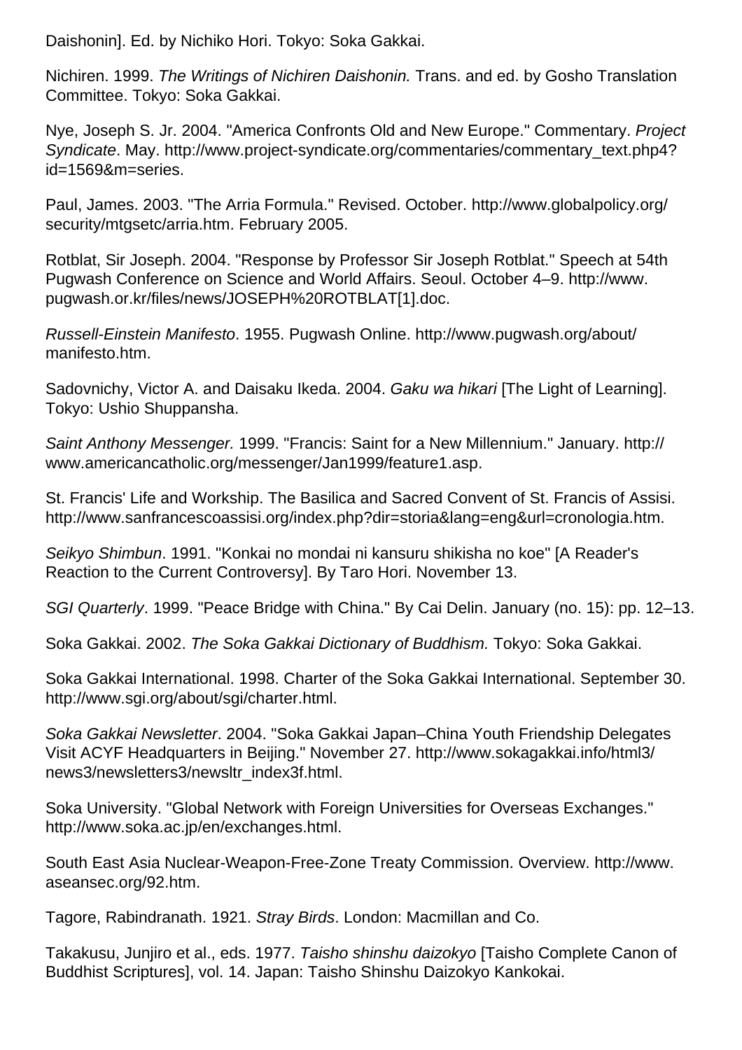Daishonin]. Ed. by Nichiko Hori. Tokyo: Soka Gakkai.

Nichiren. 1999. *The Writings of Nichiren Daishonin.* Trans. and ed. by Gosho Translation Committee. Tokyo: Soka Gakkai.

Nye, Joseph S. Jr. 2004. "America Confronts Old and New Europe." Commentary. *Project Syndicate*. May. http://www.project-syndicate.org/commentaries/commentary_text.php4?id=1569&m=series.

Paul, James. 2003. "The Arria Formula." Revised. October. http://www.globalpolicy.org/security/mtgsetc/arria.htm. February 2005.

Rotblat, Sir Joseph. 2004. "Response by Professor Sir Joseph Rotblat." Speech at 54th Pugwash Conference on Science and World Affairs. Seoul. October 4–9. http://www.pugwash.or.kr/files/news/JOSEPH%20ROTBLAT[1].doc.

*Russell-Einstein Manifesto*. 1955. Pugwash Online. http://www.pugwash.org/about/manifesto.htm.

Sadovnichy, Victor A. and Daisaku Ikeda. 2004. *Gaku wa hikari* [The Light of Learning]. Tokyo: Ushio Shuppansha.

*Saint Anthony Messenger.* 1999. "Francis: Saint for a New Millennium." January. http://www.americancatholic.org/messenger/Jan1999/feature1.asp.

St. Francis' Life and Workship. The Basilica and Sacred Convent of St. Francis of Assisi. http://www.sanfrancescoassisi.org/index.php?dir=storia&lang=eng&url=cronologia.htm.

*Seikyo Shimbun*. 1991. "Konkai no mondai ni kansuru shikisha no koe" [A Reader's Reaction to the Current Controversy]. By Taro Hori. November 13.

*SGI Quarterly*. 1999. "Peace Bridge with China." By Cai Delin. January (no. 15): pp. 12–13.

Soka Gakkai. 2002. *The Soka Gakkai Dictionary of Buddhism.* Tokyo: Soka Gakkai.

Soka Gakkai International. 1998. Charter of the Soka Gakkai International. September 30. http://www.sgi.org/about/sgi/charter.html.

*Soka Gakkai Newsletter*. 2004. "Soka Gakkai Japan–China Youth Friendship Delegates Visit ACYF Headquarters in Beijing." November 27. http://www.sokagakkai.info/html3/news3/newsletters3/newsltr_index3f.html.

Soka University. "Global Network with Foreign Universities for Overseas Exchanges." http://www.soka.ac.jp/en/exchanges.html.

South East Asia Nuclear-Weapon-Free-Zone Treaty Commission. Overview. http://www.aseansec.org/92.htm.

Tagore, Rabindranath. 1921. *Stray Birds*. London: Macmillan and Co.

Takakusu, Junjiro et al., eds. 1977. *Taisho shinshu daizokyo* [Taisho Complete Canon of Buddhist Scriptures], vol. 14. Japan: Taisho Shinshu Daizokyo Kankokai.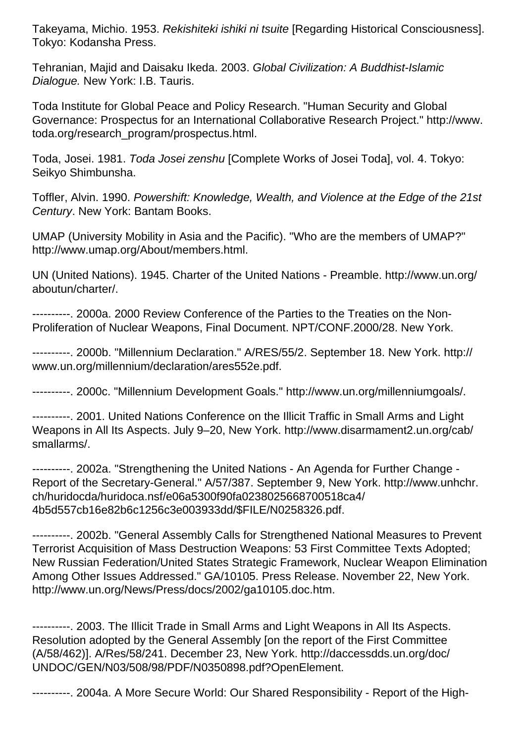Takeyama, Michio. 1953. *Rekishiteki ishiki ni tsuite* [Regarding Historical Consciousness]. Tokyo: Kodansha Press.

Tehranian, Majid and Daisaku Ikeda. 2003. *Global Civilization: A Buddhist-Islamic Dialogue.* New York: I.B. Tauris.

Toda Institute for Global Peace and Policy Research. "Human Security and Global Governance: Prospectus for an International Collaborative Research Project." http://www.toda.org/research_program/prospectus.html.

Toda, Josei. 1981. *Toda Josei zenshu* [Complete Works of Josei Toda], vol. 4. Tokyo: Seikyo Shimbunsha.

Toffler, Alvin. 1990. *Powershift: Knowledge, Wealth, and Violence at the Edge of the 21st Century*. New York: Bantam Books.

UMAP (University Mobility in Asia and the Pacific). "Who are the members of UMAP?" http://www.umap.org/About/members.html.

UN (United Nations). 1945. Charter of the United Nations - Preamble. http://www.un.org/aboutun/charter/.

----------. 2000a. 2000 Review Conference of the Parties to the Treaties on the Non-Proliferation of Nuclear Weapons, Final Document. NPT/CONF.2000/28. New York.

----------. 2000b. "Millennium Declaration." A/RES/55/2. September 18. New York. http://www.un.org/millennium/declaration/ares552e.pdf.

----------. 2000c. "Millennium Development Goals." http://www.un.org/millenniumgoals/.

----------. 2001. United Nations Conference on the Illicit Traffic in Small Arms and Light Weapons in All Its Aspects. July 9–20, New York. http://www.disarmament2.un.org/cab/smallarms/.

----------. 2002a. "Strengthening the United Nations - An Agenda for Further Change - Report of the Secretary-General." A/57/387. September 9, New York. http://www.unhchr.ch/huridocda/huridoca.nsf/e06a5300f90fa0238025668700518ca4/4b5d557cb16e82b6c1256c3e003933dd/$FILE/N0258326.pdf.

----------. 2002b. "General Assembly Calls for Strengthened National Measures to Prevent Terrorist Acquisition of Mass Destruction Weapons: 53 First Committee Texts Adopted; New Russian Federation/United States Strategic Framework, Nuclear Weapon Elimination Among Other Issues Addressed." GA/10105. Press Release. November 22, New York. http://www.un.org/News/Press/docs/2002/ga10105.doc.htm.

----------. 2003. The Illicit Trade in Small Arms and Light Weapons in All Its Aspects. Resolution adopted by the General Assembly [on the report of the First Committee (A/58/462)]. A/Res/58/241. December 23, New York. http://daccessdds.un.org/doc/UNDOC/GEN/N03/508/98/PDF/N0350898.pdf?OpenElement.

----------. 2004a. A More Secure World: Our Shared Responsibility - Report of the High-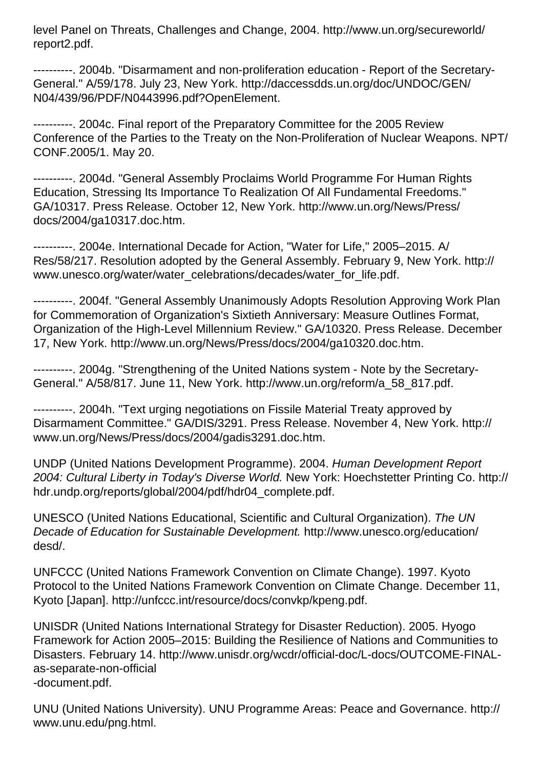level Panel on Threats, Challenges and Change, 2004. http://www.un.org/secureworld/report2.pdf.

----------. 2004b. "Disarmament and non-proliferation education - Report of the Secretary-General." A/59/178. July 23, New York. http://daccessdds.un.org/doc/UNDOC/GEN/N04/439/96/PDF/N0443996.pdf?OpenElement.

----------. 2004c. Final report of the Preparatory Committee for the 2005 Review Conference of the Parties to the Treaty on the Non-Proliferation of Nuclear Weapons. NPT/CONF.2005/1. May 20.

----------. 2004d. "General Assembly Proclaims World Programme For Human Rights Education, Stressing Its Importance To Realization Of All Fundamental Freedoms." GA/10317. Press Release. October 12, New York. http://www.un.org/News/Press/docs/2004/ga10317.doc.htm.

----------. 2004e. International Decade for Action, "Water for Life," 2005–2015. A/Res/58/217. Resolution adopted by the General Assembly. February 9, New York. http://www.unesco.org/water/water_celebrations/decades/water_for_life.pdf.

----------. 2004f. "General Assembly Unanimously Adopts Resolution Approving Work Plan for Commemoration of Organization's Sixtieth Anniversary: Measure Outlines Format, Organization of the High-Level Millennium Review." GA/10320. Press Release. December 17, New York. http://www.un.org/News/Press/docs/2004/ga10320.doc.htm.

----------. 2004g. "Strengthening of the United Nations system - Note by the Secretary-General." A/58/817. June 11, New York. http://www.un.org/reform/a_58_817.pdf.

----------. 2004h. "Text urging negotiations on Fissile Material Treaty approved by Disarmament Committee." GA/DIS/3291. Press Release. November 4, New York. http://www.un.org/News/Press/docs/2004/gadis3291.doc.htm.

UNDP (United Nations Development Programme). 2004. *Human Development Report 2004: Cultural Liberty in Today's Diverse World.* New York: Hoechstetter Printing Co. http://hdr.undp.org/reports/global/2004/pdf/hdr04_complete.pdf.

UNESCO (United Nations Educational, Scientific and Cultural Organization). *The UN Decade of Education for Sustainable Development.* http://www.unesco.org/education/desd/.

UNFCCC (United Nations Framework Convention on Climate Change). 1997. Kyoto Protocol to the United Nations Framework Convention on Climate Change. December 11, Kyoto [Japan]. http://unfccc.int/resource/docs/convkp/kpeng.pdf.

UNISDR (United Nations International Strategy for Disaster Reduction). 2005. Hyogo Framework for Action 2005–2015: Building the Resilience of Nations and Communities to Disasters. February 14. http://www.unisdr.org/wcdr/official-doc/L-docs/OUTCOME-FINAL-as-separate-non-official-document.pdf.

UNU (United Nations University). UNU Programme Areas: Peace and Governance. http://www.unu.edu/png.html.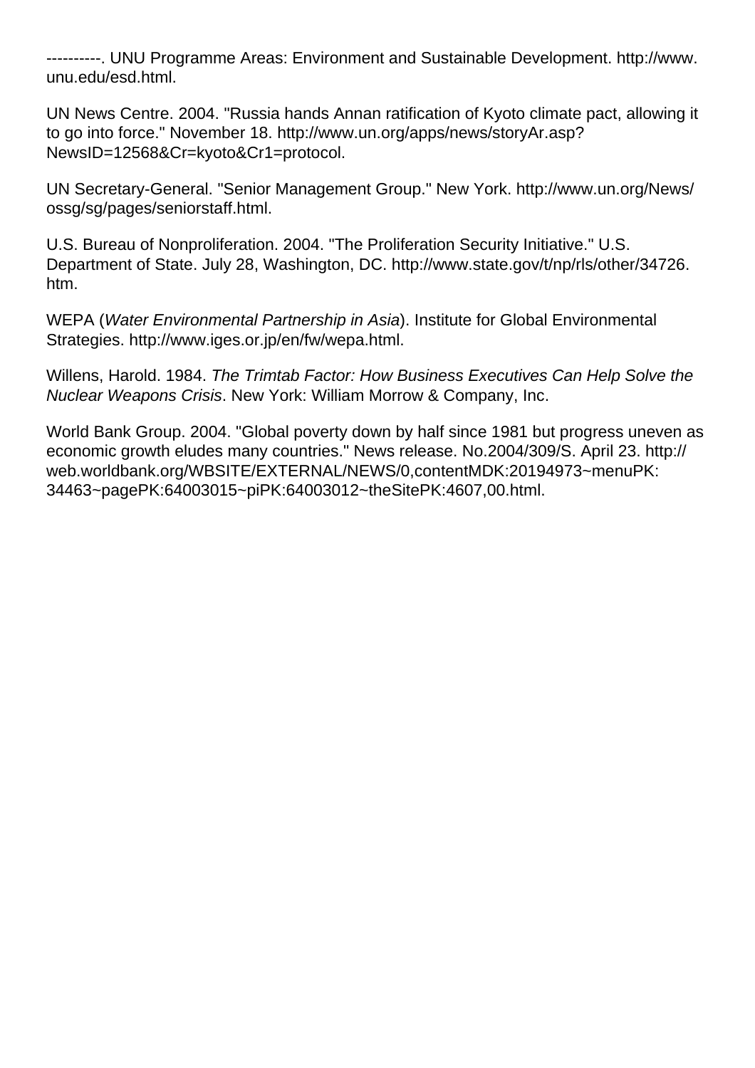----------. UNU Programme Areas: Environment and Sustainable Development. http://www.unu.edu/esd.html.

UN News Centre. 2004. "Russia hands Annan ratification of Kyoto climate pact, allowing it to go into force." November 18. http://www.un.org/apps/news/storyAr.asp?NewsID=12568&Cr=kyoto&Cr1=protocol.

UN Secretary-General. "Senior Management Group." New York. http://www.un.org/News/ossg/sg/pages/seniorstaff.html.

U.S. Bureau of Nonproliferation. 2004. "The Proliferation Security Initiative." U.S. Department of State. July 28, Washington, DC. http://www.state.gov/t/np/rls/other/34726.htm.

WEPA (*Water Environmental Partnership in Asia*). Institute for Global Environmental Strategies. http://www.iges.or.jp/en/fw/wepa.html.

Willens, Harold. 1984. *The Trimtab Factor: How Business Executives Can Help Solve the Nuclear Weapons Crisis*. New York: William Morrow & Company, Inc.

World Bank Group. 2004. "Global poverty down by half since 1981 but progress uneven as economic growth eludes many countries." News release. No.2004/309/S. April 23. http://web.worldbank.org/WBSITE/EXTERNAL/NEWS/0,contentMDK:20194973~menuPK:34463~pagePK:64003015~piPK:64003012~theSitePK:4607,00.html.